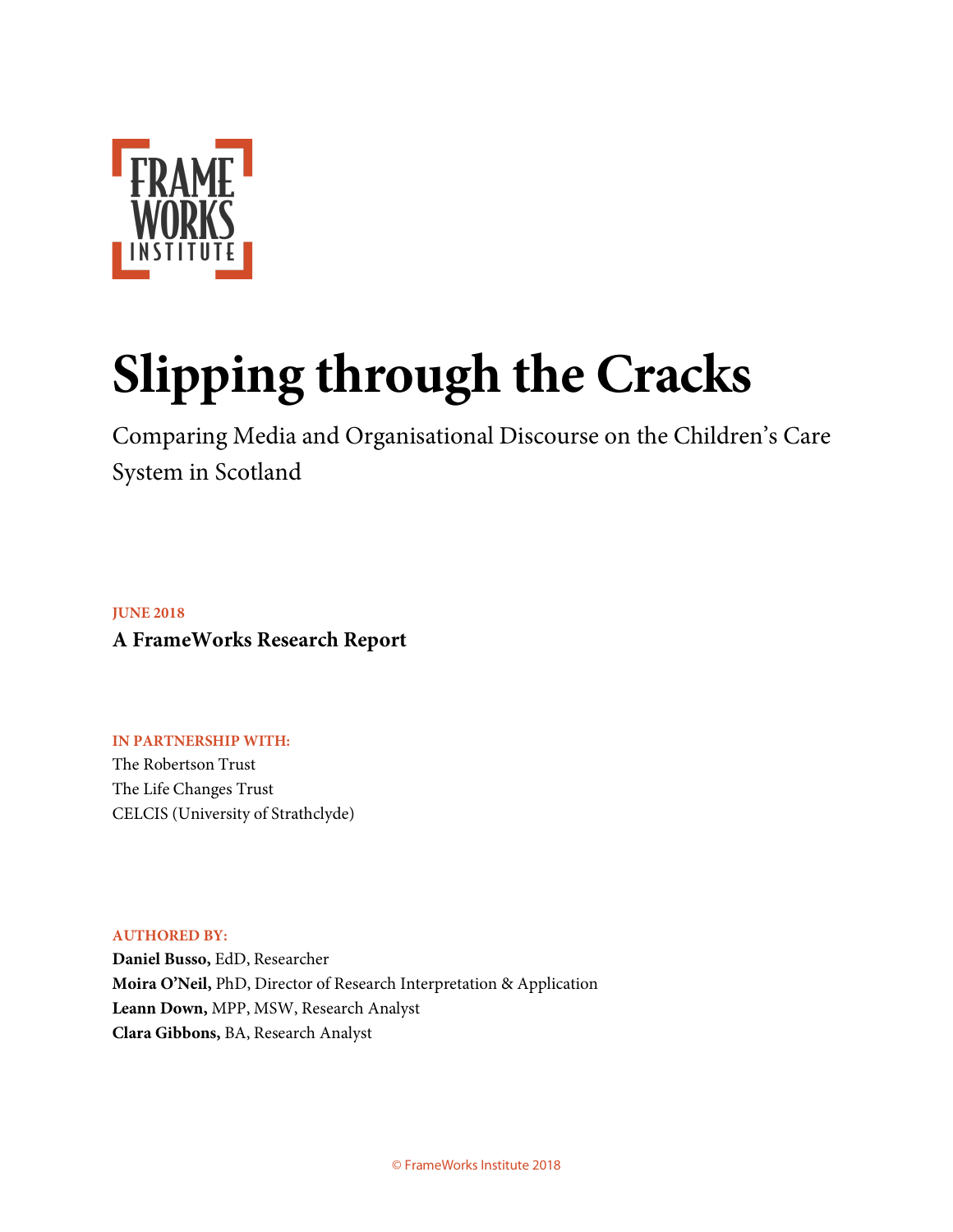FRAME WORKS INSTITUTE

# Slipping through the Cracks

Comparing Media and Organisational Discourse on the Children's Care System in Scotland

JUNE 2018

**A FrameWorks Research Report**

IN PARTNERSHIP WITH:

The Robertson Trust
The Life Changes Trust
CELCIS (University of Strathclyde)

AUTHORED BY:

**Daniel Busso,** EdD, Researcher
**Moira O'Neil,** PhD, Director of Research Interpretation & Application
**Leann Down,** MPP, MSW, Research Analyst
**Clara Gibbons,** BA, Research Analyst

© FrameWorks Institute 2018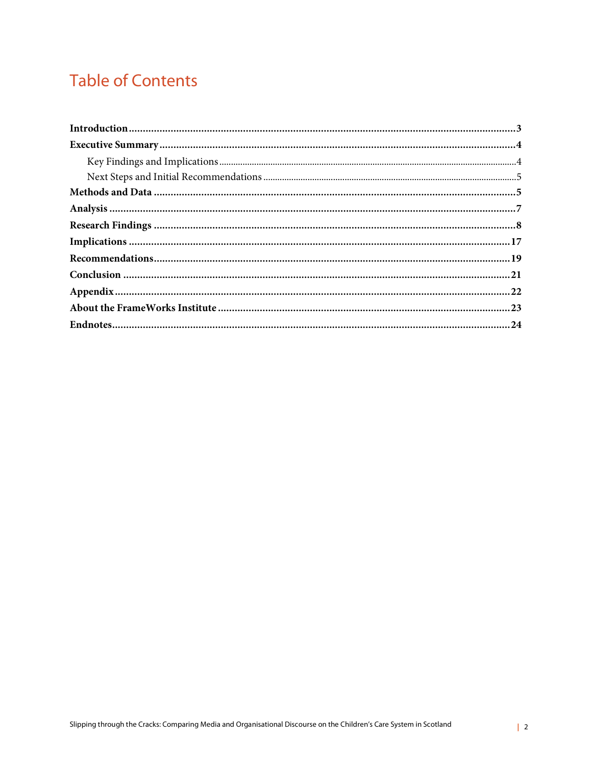# Table of Contents

**Introduction** .......... **3**

**Executive Summary** .......... **4**

- Key Findings and Implications .......... 4
- Next Steps and Initial Recommendations .......... 5

**Methods and Data** .......... **5**

**Analysis** .......... **7**

**Research Findings** .......... **8**

**Implications** .......... **17**

**Recommendations** .......... **19**

**Conclusion** .......... **21**

**Appendix** .......... **22**

**About the FrameWorks Institute** .......... **23**

**Endnotes** .......... **24**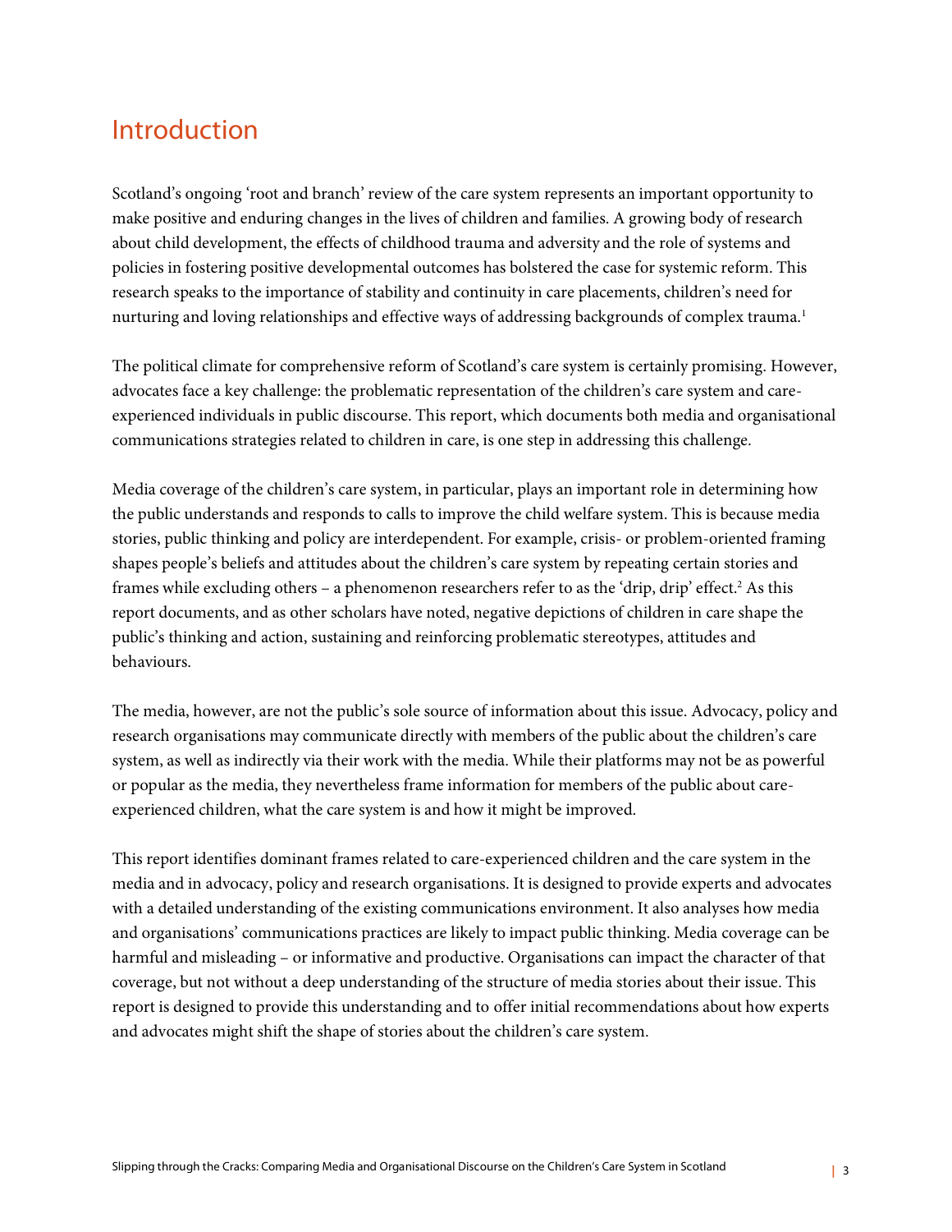# Introduction

Scotland's ongoing 'root and branch' review of the care system represents an important opportunity to make positive and enduring changes in the lives of children and families. A growing body of research about child development, the effects of childhood trauma and adversity and the role of systems and policies in fostering positive developmental outcomes has bolstered the case for systemic reform. This research speaks to the importance of stability and continuity in care placements, children's need for nurturing and loving relationships and effective ways of addressing backgrounds of complex trauma.[1]

The political climate for comprehensive reform of Scotland's care system is certainly promising. However, advocates face a key challenge: the problematic representation of the children's care system and care-experienced individuals in public discourse. This report, which documents both media and organisational communications strategies related to children in care, is one step in addressing this challenge.

Media coverage of the children's care system, in particular, plays an important role in determining how the public understands and responds to calls to improve the child welfare system. This is because media stories, public thinking and policy are interdependent. For example, crisis- or problem-oriented framing shapes people's beliefs and attitudes about the children's care system by repeating certain stories and frames while excluding others – a phenomenon researchers refer to as the 'drip, drip' effect.[2] As this report documents, and as other scholars have noted, negative depictions of children in care shape the public's thinking and action, sustaining and reinforcing problematic stereotypes, attitudes and behaviours.

The media, however, are not the public's sole source of information about this issue. Advocacy, policy and research organisations may communicate directly with members of the public about the children's care system, as well as indirectly via their work with the media. While their platforms may not be as powerful or popular as the media, they nevertheless frame information for members of the public about care-experienced children, what the care system is and how it might be improved.

This report identifies dominant frames related to care-experienced children and the care system in the media and in advocacy, policy and research organisations. It is designed to provide experts and advocates with a detailed understanding of the existing communications environment. It also analyses how media and organisations' communications practices are likely to impact public thinking. Media coverage can be harmful and misleading – or informative and productive. Organisations can impact the character of that coverage, but not without a deep understanding of the structure of media stories about their issue. This report is designed to provide this understanding and to offer initial recommendations about how experts and advocates might shift the shape of stories about the children's care system.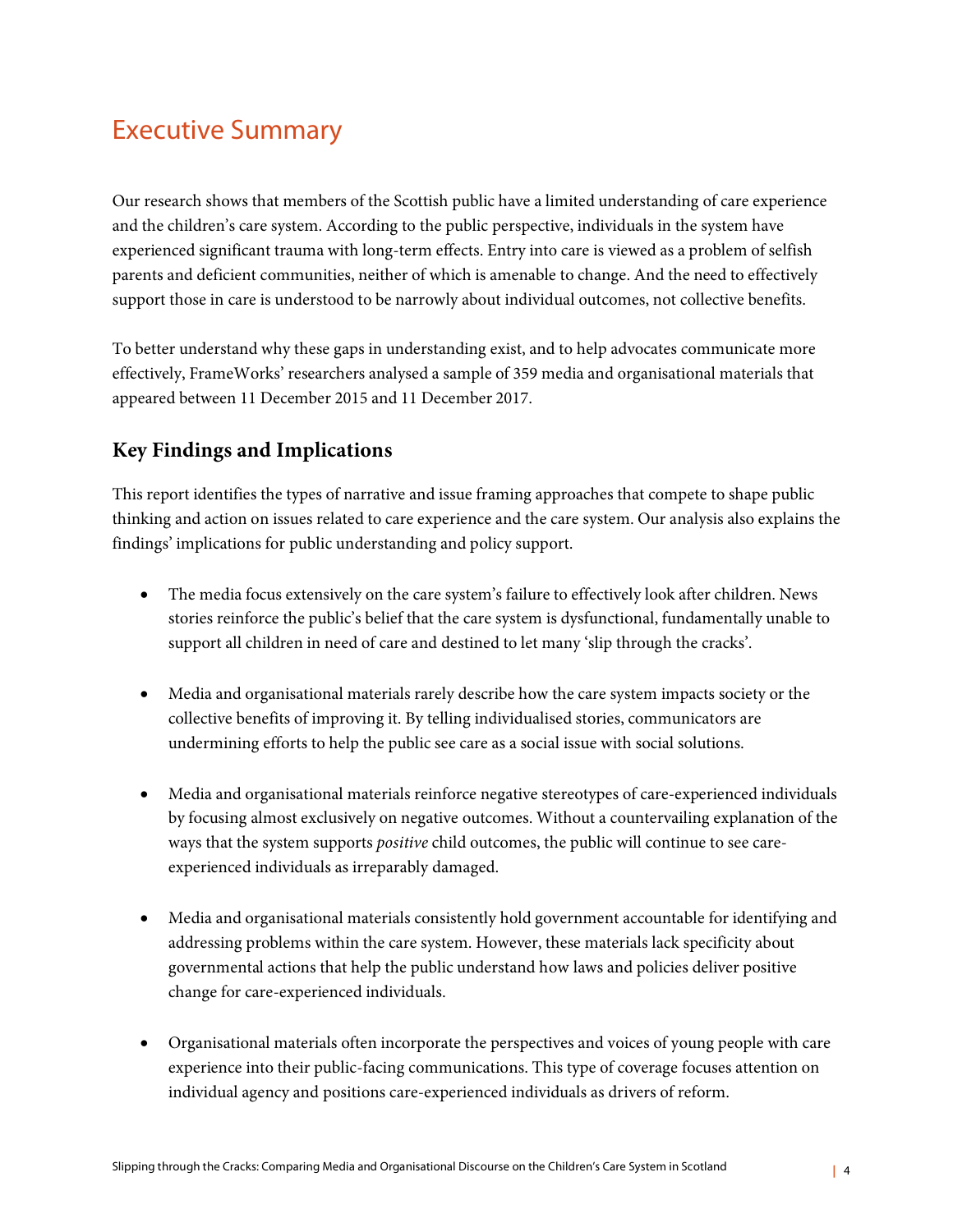# Executive Summary

Our research shows that members of the Scottish public have a limited understanding of care experience and the children's care system. According to the public perspective, individuals in the system have experienced significant trauma with long-term effects. Entry into care is viewed as a problem of selfish parents and deficient communities, neither of which is amenable to change. And the need to effectively support those in care is understood to be narrowly about individual outcomes, not collective benefits.

To better understand why these gaps in understanding exist, and to help advocates communicate more effectively, FrameWorks' researchers analysed a sample of 359 media and organisational materials that appeared between 11 December 2015 and 11 December 2017.

## Key Findings and Implications

This report identifies the types of narrative and issue framing approaches that compete to shape public thinking and action on issues related to care experience and the care system. Our analysis also explains the findings' implications for public understanding and policy support.

- The media focus extensively on the care system's failure to effectively look after children. News stories reinforce the public's belief that the care system is dysfunctional, fundamentally unable to support all children in need of care and destined to let many 'slip through the cracks'.

- Media and organisational materials rarely describe how the care system impacts society or the collective benefits of improving it. By telling individualised stories, communicators are undermining efforts to help the public see care as a social issue with social solutions.

- Media and organisational materials reinforce negative stereotypes of care-experienced individuals by focusing almost exclusively on negative outcomes. Without a countervailing explanation of the ways that the system supports *positive* child outcomes, the public will continue to see care-experienced individuals as irreparably damaged.

- Media and organisational materials consistently hold government accountable for identifying and addressing problems within the care system. However, these materials lack specificity about governmental actions that help the public understand how laws and policies deliver positive change for care-experienced individuals.

- Organisational materials often incorporate the perspectives and voices of young people with care experience into their public-facing communications. This type of coverage focuses attention on individual agency and positions care-experienced individuals as drivers of reform.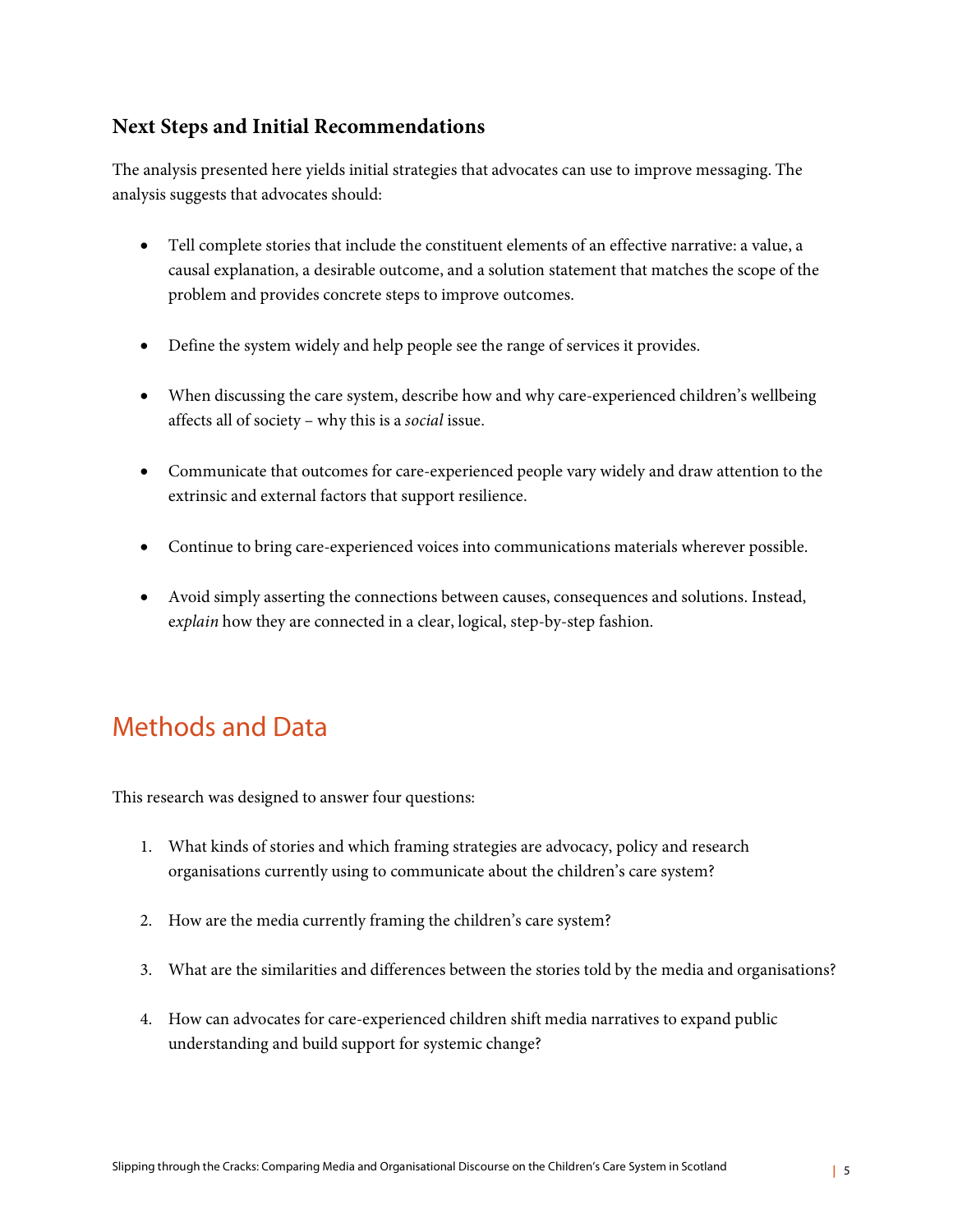### Next Steps and Initial Recommendations

The analysis presented here yields initial strategies that advocates can use to improve messaging. The analysis suggests that advocates should:

- Tell complete stories that include the constituent elements of an effective narrative: a value, a causal explanation, a desirable outcome, and a solution statement that matches the scope of the problem and provides concrete steps to improve outcomes.
- Define the system widely and help people see the range of services it provides.
- When discussing the care system, describe how and why care-experienced children's wellbeing affects all of society – why this is a *social* issue.
- Communicate that outcomes for care-experienced people vary widely and draw attention to the extrinsic and external factors that support resilience.
- Continue to bring care-experienced voices into communications materials wherever possible.
- Avoid simply asserting the connections between causes, consequences and solutions. Instead, *explain* how they are connected in a clear, logical, step-by-step fashion.

## Methods and Data

This research was designed to answer four questions:

1. What kinds of stories and which framing strategies are advocacy, policy and research organisations currently using to communicate about the children's care system?
2. How are the media currently framing the children's care system?
3. What are the similarities and differences between the stories told by the media and organisations?
4. How can advocates for care-experienced children shift media narratives to expand public understanding and build support for systemic change?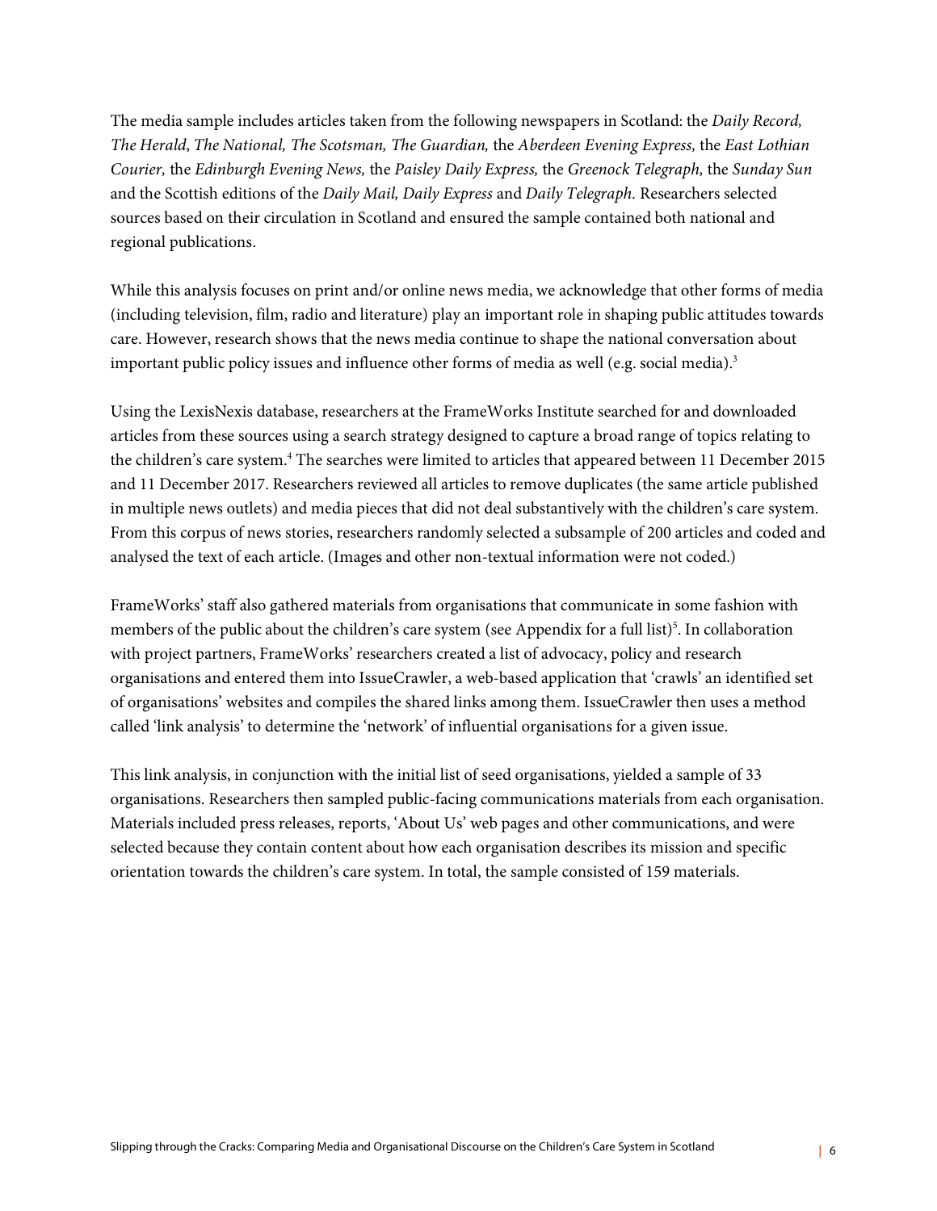The media sample includes articles taken from the following newspapers in Scotland: the *Daily Record, The Herald*, *The National, The Scotsman, The Guardian,* the *Aberdeen Evening Express,* the *East Lothian Courier,* the *Edinburgh Evening News,* the *Paisley Daily Express,* the *Greenock Telegraph,* the *Sunday Sun* and the Scottish editions of the *Daily Mail, Daily Express* and *Daily Telegraph.* Researchers selected sources based on their circulation in Scotland and ensured the sample contained both national and regional publications.

While this analysis focuses on print and/or online news media, we acknowledge that other forms of media (including television, film, radio and literature) play an important role in shaping public attitudes towards care. However, research shows that the news media continue to shape the national conversation about important public policy issues and influence other forms of media as well (e.g. social media).[3]

Using the LexisNexis database, researchers at the FrameWorks Institute searched for and downloaded articles from these sources using a search strategy designed to capture a broad range of topics relating to the children's care system.[4] The searches were limited to articles that appeared between 11 December 2015 and 11 December 2017. Researchers reviewed all articles to remove duplicates (the same article published in multiple news outlets) and media pieces that did not deal substantively with the children's care system. From this corpus of news stories, researchers randomly selected a subsample of 200 articles and coded and analysed the text of each article. (Images and other non-textual information were not coded.)

FrameWorks' staff also gathered materials from organisations that communicate in some fashion with members of the public about the children's care system (see Appendix for a full list)[5]. In collaboration with project partners, FrameWorks' researchers created a list of advocacy, policy and research organisations and entered them into IssueCrawler, a web-based application that 'crawls' an identified set of organisations' websites and compiles the shared links among them. IssueCrawler then uses a method called 'link analysis' to determine the 'network' of influential organisations for a given issue.

This link analysis, in conjunction with the initial list of seed organisations, yielded a sample of 33 organisations. Researchers then sampled public-facing communications materials from each organisation. Materials included press releases, reports, 'About Us' web pages and other communications, and were selected because they contain content about how each organisation describes its mission and specific orientation towards the children's care system. In total, the sample consisted of 159 materials.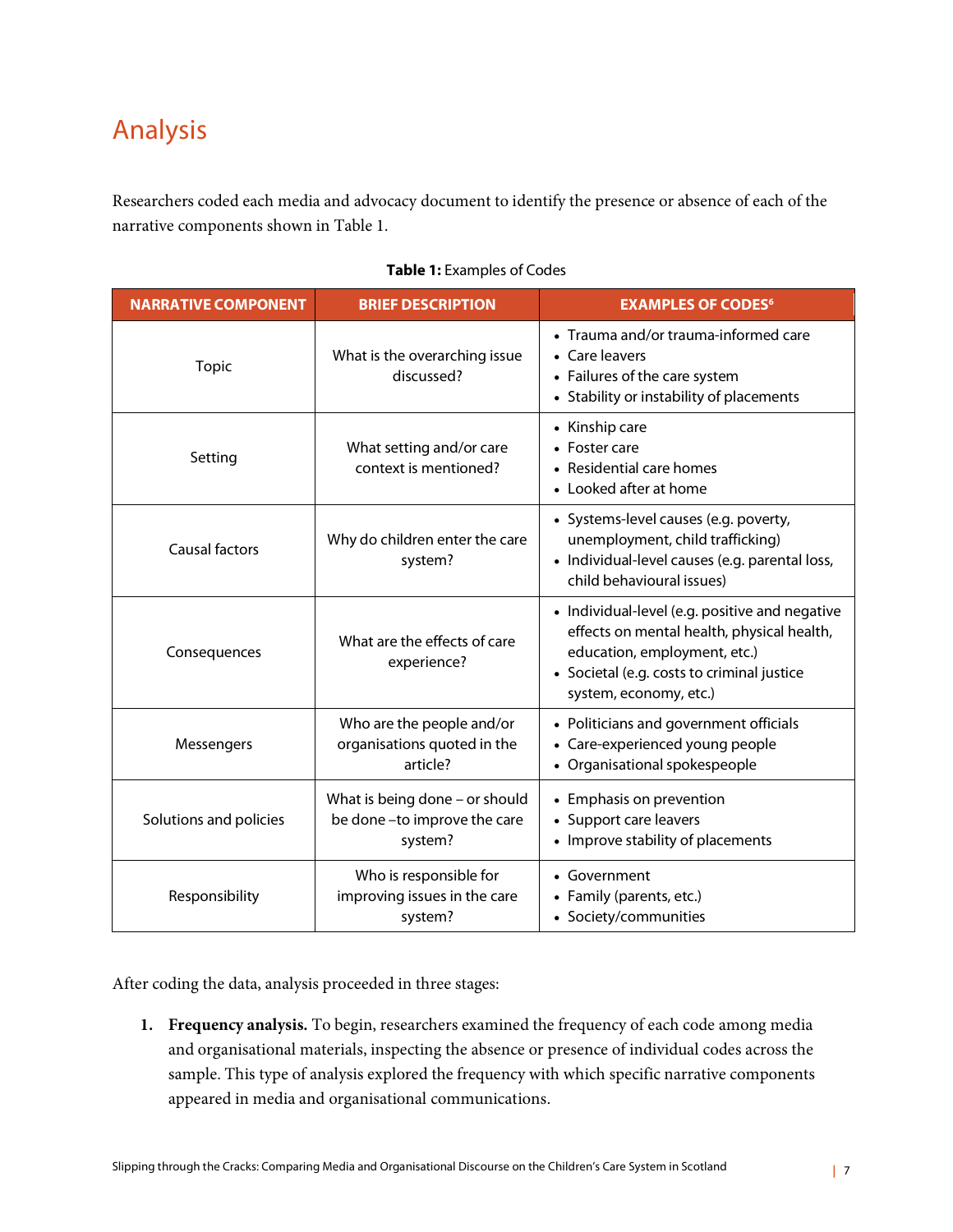# Analysis

Researchers coded each media and advocacy document to identify the presence or absence of each of the narrative components shown in Table 1.

**Table 1:** Examples of Codes

| NARRATIVE COMPONENT | BRIEF DESCRIPTION | EXAMPLES OF CODES[6] |
|---|---|---|
| Topic | What is the overarching issue discussed? | • Trauma and/or trauma-informed care<br>• Care leavers<br>• Failures of the care system<br>• Stability or instability of placements |
| Setting | What setting and/or care context is mentioned? | • Kinship care<br>• Foster care<br>• Residential care homes<br>• Looked after at home |
| Causal factors | Why do children enter the care system? | • Systems-level causes (e.g. poverty, unemployment, child trafficking)<br>• Individual-level causes (e.g. parental loss, child behavioural issues) |
| Consequences | What are the effects of care experience? | • Individual-level (e.g. positive and negative effects on mental health, physical health, education, employment, etc.)<br>• Societal (e.g. costs to criminal justice system, economy, etc.) |
| Messengers | Who are the people and/or organisations quoted in the article? | • Politicians and government officials<br>• Care-experienced young people<br>• Organisational spokespeople |
| Solutions and policies | What is being done – or should be done –to improve the care system? | • Emphasis on prevention<br>• Support care leavers<br>• Improve stability of placements |
| Responsibility | Who is responsible for improving issues in the care system? | • Government<br>• Family (parents, etc.)<br>• Society/communities |

After coding the data, analysis proceeded in three stages:

1. **Frequency analysis.** To begin, researchers examined the frequency of each code among media and organisational materials, inspecting the absence or presence of individual codes across the sample. This type of analysis explored the frequency with which specific narrative components appeared in media and organisational communications.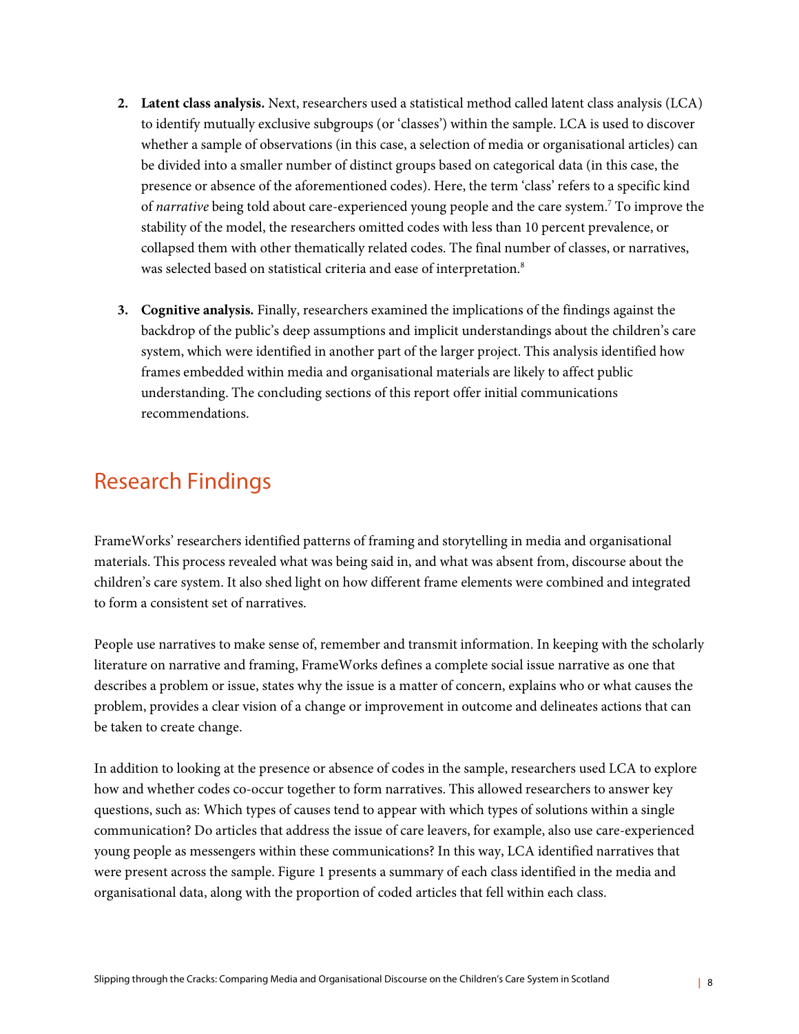2. **Latent class analysis.** Next, researchers used a statistical method called latent class analysis (LCA) to identify mutually exclusive subgroups (or 'classes') within the sample. LCA is used to discover whether a sample of observations (in this case, a selection of media or organisational articles) can be divided into a smaller number of distinct groups based on categorical data (in this case, the presence or absence of the aforementioned codes). Here, the term 'class' refers to a specific kind of *narrative* being told about care-experienced young people and the care system.[7] To improve the stability of the model, the researchers omitted codes with less than 10 percent prevalence, or collapsed them with other thematically related codes. The final number of classes, or narratives, was selected based on statistical criteria and ease of interpretation.[8]

3. **Cognitive analysis.** Finally, researchers examined the implications of the findings against the backdrop of the public's deep assumptions and implicit understandings about the children's care system, which were identified in another part of the larger project. This analysis identified how frames embedded within media and organisational materials are likely to affect public understanding. The concluding sections of this report offer initial communications recommendations.

## Research Findings

FrameWorks' researchers identified patterns of framing and storytelling in media and organisational materials. This process revealed what was being said in, and what was absent from, discourse about the children's care system. It also shed light on how different frame elements were combined and integrated to form a consistent set of narratives.

People use narratives to make sense of, remember and transmit information. In keeping with the scholarly literature on narrative and framing, FrameWorks defines a complete social issue narrative as one that describes a problem or issue, states why the issue is a matter of concern, explains who or what causes the problem, provides a clear vision of a change or improvement in outcome and delineates actions that can be taken to create change.

In addition to looking at the presence or absence of codes in the sample, researchers used LCA to explore how and whether codes co-occur together to form narratives. This allowed researchers to answer key questions, such as: Which types of causes tend to appear with which types of solutions within a single communication? Do articles that address the issue of care leavers, for example, also use care-experienced young people as messengers within these communications? In this way, LCA identified narratives that were present across the sample. Figure 1 presents a summary of each class identified in the media and organisational data, along with the proportion of coded articles that fell within each class.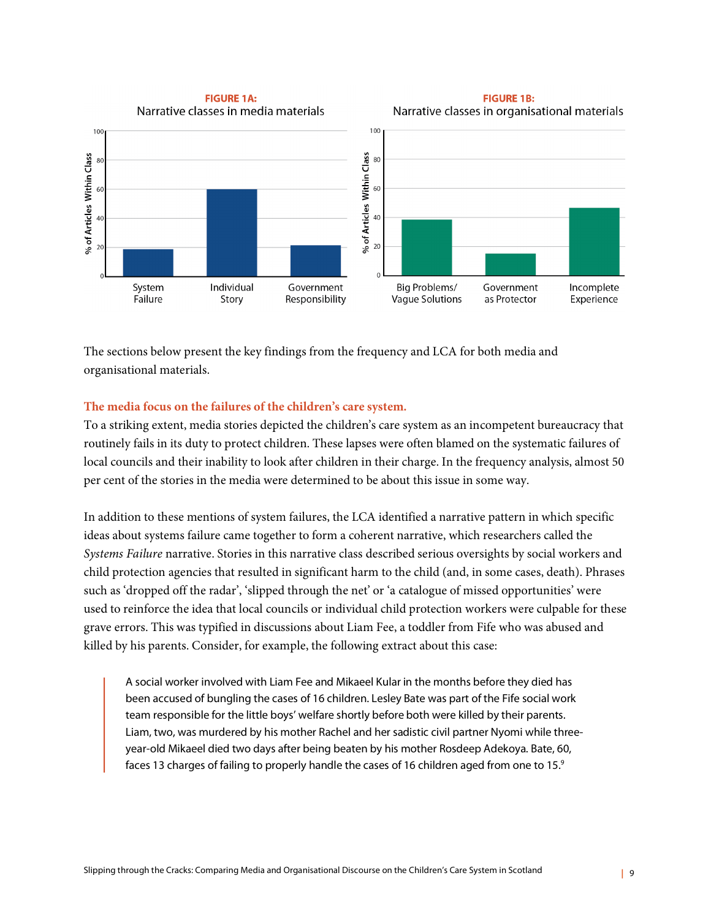**FIGURE 1A:**
Narrative classes in media materials

**FIGURE 1B:**
Narrative classes in organisational materials

The sections below present the key findings from the frequency and LCA for both media and organisational materials.

### The media focus on the failures of the children's care system.

To a striking extent, media stories depicted the children's care system as an incompetent bureaucracy that routinely fails in its duty to protect children. These lapses were often blamed on the systematic failures of local councils and their inability to look after children in their charge. In the frequency analysis, almost 50 per cent of the stories in the media were determined to be about this issue in some way.

In addition to these mentions of system failures, the LCA identified a narrative pattern in which specific ideas about systems failure came together to form a coherent narrative, which researchers called the *Systems Failure* narrative. Stories in this narrative class described serious oversights by social workers and child protection agencies that resulted in significant harm to the child (and, in some cases, death). Phrases such as 'dropped off the radar', 'slipped through the net' or 'a catalogue of missed opportunities' were used to reinforce the idea that local councils or individual child protection workers were culpable for these grave errors. This was typified in discussions about Liam Fee, a toddler from Fife who was abused and killed by his parents. Consider, for example, the following extract about this case:

> A social worker involved with Liam Fee and Mikaeel Kular in the months before they died has been accused of bungling the cases of 16 children. Lesley Bate was part of the Fife social work team responsible for the little boys' welfare shortly before both were killed by their parents. Liam, two, was murdered by his mother Rachel and her sadistic civil partner Nyomi while three-year-old Mikaeel died two days after being beaten by his mother Rosdeep Adekoya. Bate, 60, faces 13 charges of failing to properly handle the cases of 16 children aged from one to 15.[9]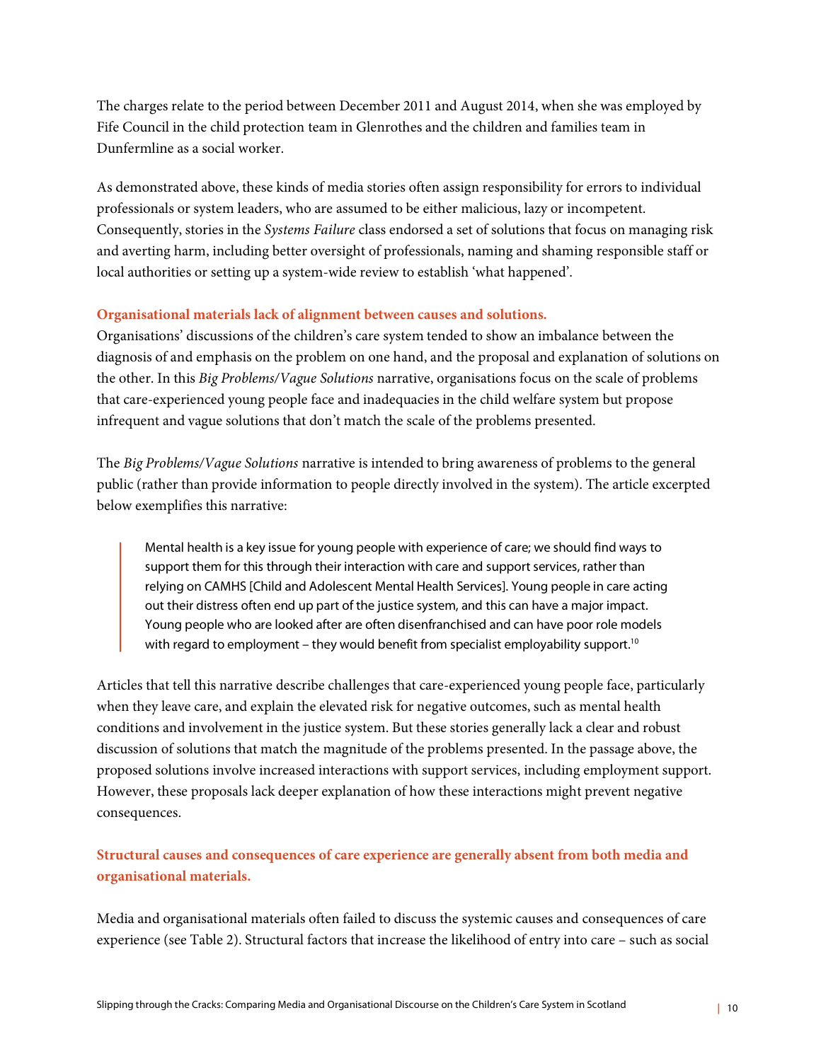The charges relate to the period between December 2011 and August 2014, when she was employed by Fife Council in the child protection team in Glenrothes and the children and families team in Dunfermline as a social worker.

As demonstrated above, these kinds of media stories often assign responsibility for errors to individual professionals or system leaders, who are assumed to be either malicious, lazy or incompetent. Consequently, stories in the *Systems Failure* class endorsed a set of solutions that focus on managing risk and averting harm, including better oversight of professionals, naming and shaming responsible staff or local authorities or setting up a system-wide review to establish 'what happened'.

### Organisational materials lack of alignment between causes and solutions.

Organisations' discussions of the children's care system tended to show an imbalance between the diagnosis of and emphasis on the problem on one hand, and the proposal and explanation of solutions on the other. In this *Big Problems/Vague Solutions* narrative, organisations focus on the scale of problems that care-experienced young people face and inadequacies in the child welfare system but propose infrequent and vague solutions that don't match the scale of the problems presented.

The *Big Problems/Vague Solutions* narrative is intended to bring awareness of problems to the general public (rather than provide information to people directly involved in the system). The article excerpted below exemplifies this narrative:

> Mental health is a key issue for young people with experience of care; we should find ways to support them for this through their interaction with care and support services, rather than relying on CAMHS [Child and Adolescent Mental Health Services]. Young people in care acting out their distress often end up part of the justice system, and this can have a major impact. Young people who are looked after are often disenfranchised and can have poor role models with regard to employment – they would benefit from specialist employability support.[10]

Articles that tell this narrative describe challenges that care-experienced young people face, particularly when they leave care, and explain the elevated risk for negative outcomes, such as mental health conditions and involvement in the justice system. But these stories generally lack a clear and robust discussion of solutions that match the magnitude of the problems presented. In the passage above, the proposed solutions involve increased interactions with support services, including employment support. However, these proposals lack deeper explanation of how these interactions might prevent negative consequences.

### Structural causes and consequences of care experience are generally absent from both media and organisational materials.

Media and organisational materials often failed to discuss the systemic causes and consequences of care experience (see Table 2). Structural factors that increase the likelihood of entry into care – such as social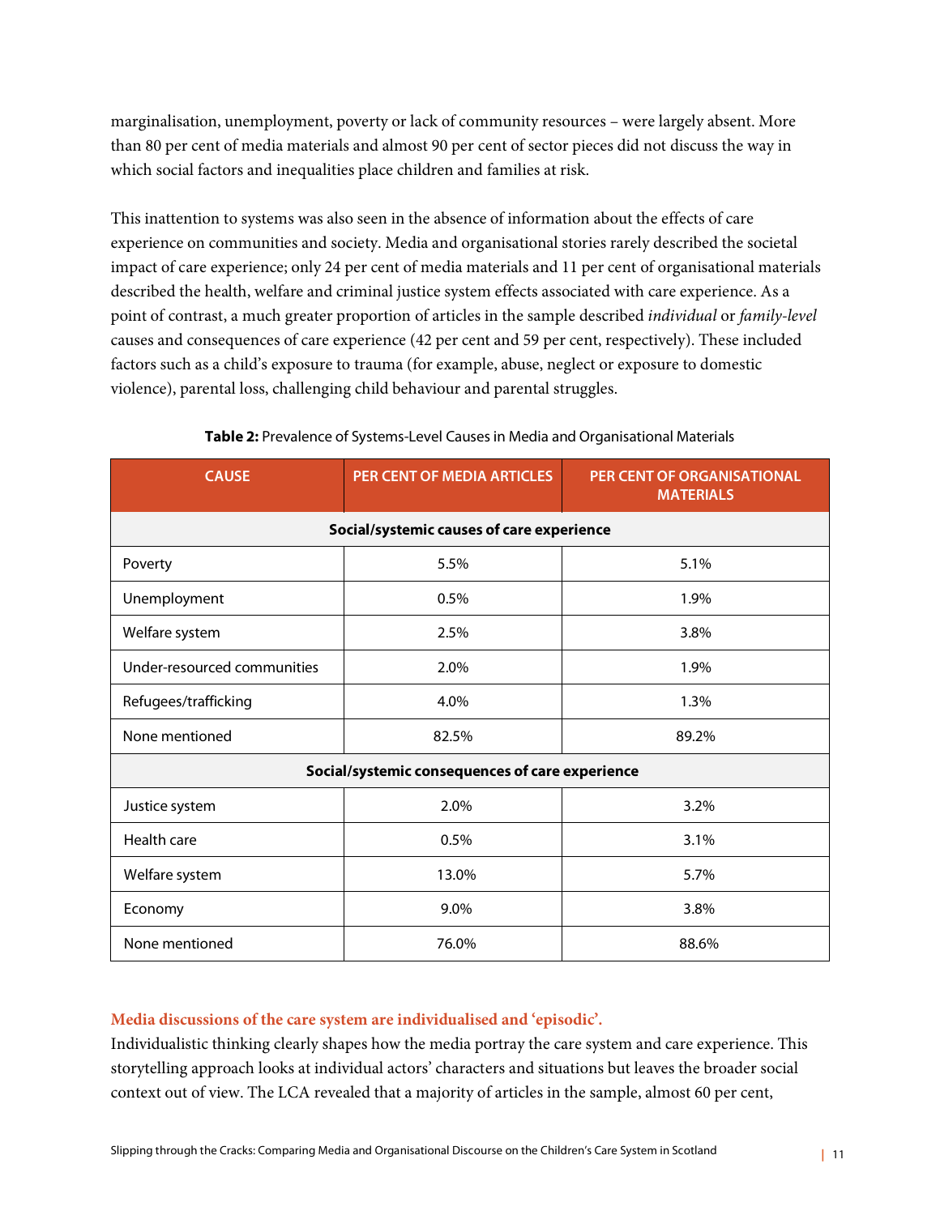marginalisation, unemployment, poverty or lack of community resources – were largely absent. More than 80 per cent of media materials and almost 90 per cent of sector pieces did not discuss the way in which social factors and inequalities place children and families at risk.

This inattention to systems was also seen in the absence of information about the effects of care experience on communities and society. Media and organisational stories rarely described the societal impact of care experience; only 24 per cent of media materials and 11 per cent of organisational materials described the health, welfare and criminal justice system effects associated with care experience. As a point of contrast, a much greater proportion of articles in the sample described *individual* or *family-level* causes and consequences of care experience (42 per cent and 59 per cent, respectively). These included factors such as a child's exposure to trauma (for example, abuse, neglect or exposure to domestic violence), parental loss, challenging child behaviour and parental struggles.

**Table 2:** Prevalence of Systems-Level Causes in Media and Organisational Materials

| CAUSE | PER CENT OF MEDIA ARTICLES | PER CENT OF ORGANISATIONAL MATERIALS |
|---|---|---|
| **Social/systemic causes of care experience** | | |
| Poverty | 5.5% | 5.1% |
| Unemployment | 0.5% | 1.9% |
| Welfare system | 2.5% | 3.8% |
| Under-resourced communities | 2.0% | 1.9% |
| Refugees/trafficking | 4.0% | 1.3% |
| None mentioned | 82.5% | 89.2% |
| **Social/systemic consequences of care experience** | | |
| Justice system | 2.0% | 3.2% |
| Health care | 0.5% | 3.1% |
| Welfare system | 13.0% | 5.7% |
| Economy | 9.0% | 3.8% |
| None mentioned | 76.0% | 88.6% |

### Media discussions of the care system are individualised and 'episodic'.

Individualistic thinking clearly shapes how the media portray the care system and care experience. This storytelling approach looks at individual actors' characters and situations but leaves the broader social context out of view. The LCA revealed that a majority of articles in the sample, almost 60 per cent,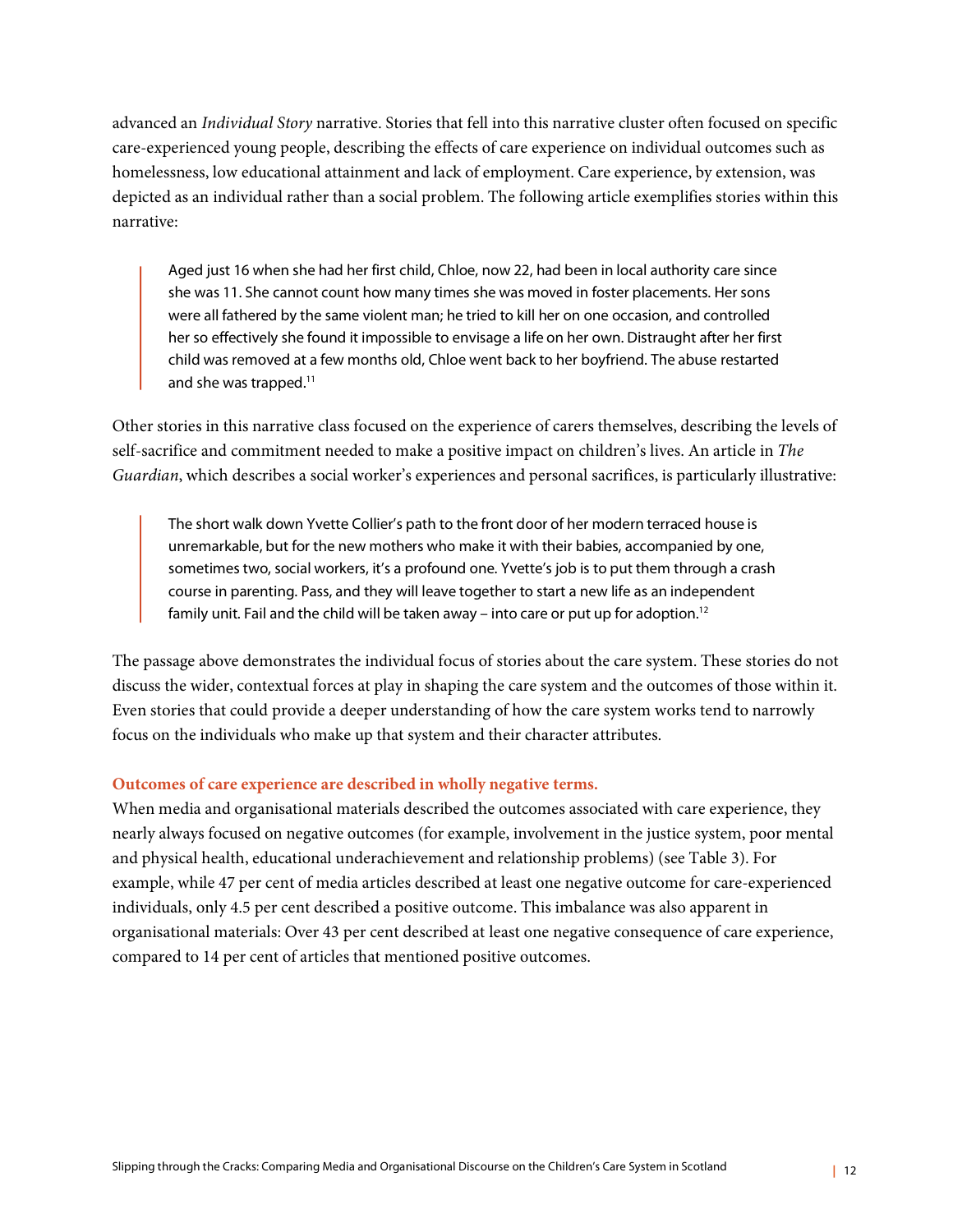advanced an *Individual Story* narrative. Stories that fell into this narrative cluster often focused on specific care-experienced young people, describing the effects of care experience on individual outcomes such as homelessness, low educational attainment and lack of employment. Care experience, by extension, was depicted as an individual rather than a social problem. The following article exemplifies stories within this narrative:

> Aged just 16 when she had her first child, Chloe, now 22, had been in local authority care since she was 11. She cannot count how many times she was moved in foster placements. Her sons were all fathered by the same violent man; he tried to kill her on one occasion, and controlled her so effectively she found it impossible to envisage a life on her own. Distraught after her first child was removed at a few months old, Chloe went back to her boyfriend. The abuse restarted and she was trapped.[11]

Other stories in this narrative class focused on the experience of carers themselves, describing the levels of self-sacrifice and commitment needed to make a positive impact on children's lives. An article in *The Guardian*, which describes a social worker's experiences and personal sacrifices, is particularly illustrative:

> The short walk down Yvette Collier's path to the front door of her modern terraced house is unremarkable, but for the new mothers who make it with their babies, accompanied by one, sometimes two, social workers, it's a profound one. Yvette's job is to put them through a crash course in parenting. Pass, and they will leave together to start a new life as an independent family unit. Fail and the child will be taken away – into care or put up for adoption.[12]

The passage above demonstrates the individual focus of stories about the care system. These stories do not discuss the wider, contextual forces at play in shaping the care system and the outcomes of those within it. Even stories that could provide a deeper understanding of how the care system works tend to narrowly focus on the individuals who make up that system and their character attributes.

### Outcomes of care experience are described in wholly negative terms.

When media and organisational materials described the outcomes associated with care experience, they nearly always focused on negative outcomes (for example, involvement in the justice system, poor mental and physical health, educational underachievement and relationship problems) (see Table 3). For example, while 47 per cent of media articles described at least one negative outcome for care-experienced individuals, only 4.5 per cent described a positive outcome. This imbalance was also apparent in organisational materials: Over 43 per cent described at least one negative consequence of care experience, compared to 14 per cent of articles that mentioned positive outcomes.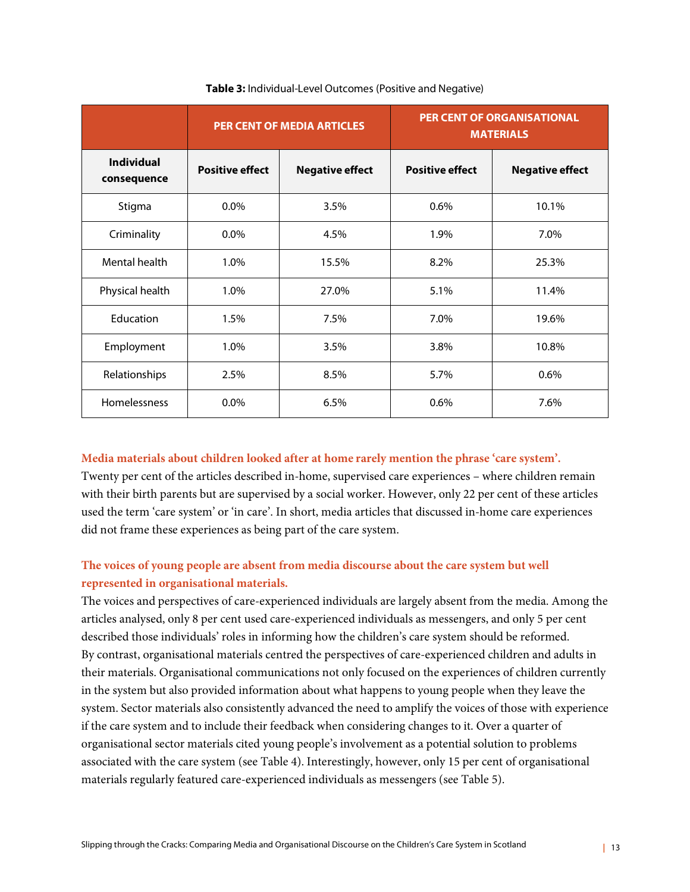**Table 3:** Individual-Level Outcomes (Positive and Negative)

| | PER CENT OF MEDIA ARTICLES | | PER CENT OF ORGANISATIONAL MATERIALS | |
|---|---|---|---|---|
| **Individual consequence** | **Positive effect** | **Negative effect** | **Positive effect** | **Negative effect** |
| Stigma | 0.0% | 3.5% | 0.6% | 10.1% |
| Criminality | 0.0% | 4.5% | 1.9% | 7.0% |
| Mental health | 1.0% | 15.5% | 8.2% | 25.3% |
| Physical health | 1.0% | 27.0% | 5.1% | 11.4% |
| Education | 1.5% | 7.5% | 7.0% | 19.6% |
| Employment | 1.0% | 3.5% | 3.8% | 10.8% |
| Relationships | 2.5% | 8.5% | 5.7% | 0.6% |
| Homelessness | 0.0% | 6.5% | 0.6% | 7.6% |

### Media materials about children looked after at home rarely mention the phrase 'care system'.

Twenty per cent of the articles described in-home, supervised care experiences – where children remain with their birth parents but are supervised by a social worker. However, only 22 per cent of these articles used the term 'care system' or 'in care'. In short, media articles that discussed in-home care experiences did not frame these experiences as being part of the care system.

### The voices of young people are absent from media discourse about the care system but well represented in organisational materials.

The voices and perspectives of care-experienced individuals are largely absent from the media. Among the articles analysed, only 8 per cent used care-experienced individuals as messengers, and only 5 per cent described those individuals' roles in informing how the children's care system should be reformed. By contrast, organisational materials centred the perspectives of care-experienced children and adults in their materials. Organisational communications not only focused on the experiences of children currently in the system but also provided information about what happens to young people when they leave the system. Sector materials also consistently advanced the need to amplify the voices of those with experience if the care system and to include their feedback when considering changes to it. Over a quarter of organisational sector materials cited young people's involvement as a potential solution to problems associated with the care system (see Table 4). Interestingly, however, only 15 per cent of organisational materials regularly featured care-experienced individuals as messengers (see Table 5).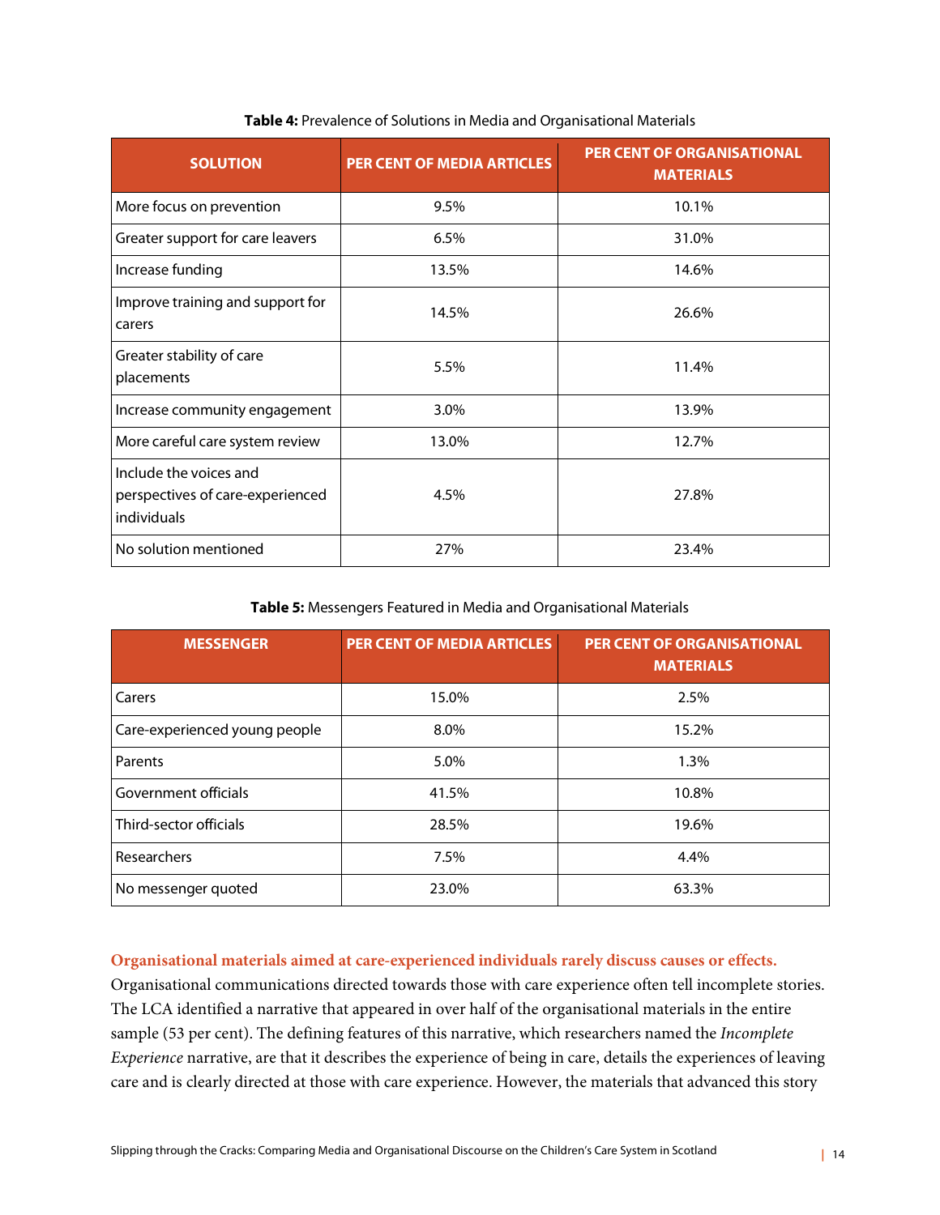**Table 4:** Prevalence of Solutions in Media and Organisational Materials

| SOLUTION | PER CENT OF MEDIA ARTICLES | PER CENT OF ORGANISATIONAL MATERIALS |
|---|---|---|
| More focus on prevention | 9.5% | 10.1% |
| Greater support for care leavers | 6.5% | 31.0% |
| Increase funding | 13.5% | 14.6% |
| Improve training and support for carers | 14.5% | 26.6% |
| Greater stability of care placements | 5.5% | 11.4% |
| Increase community engagement | 3.0% | 13.9% |
| More careful care system review | 13.0% | 12.7% |
| Include the voices and perspectives of care-experienced individuals | 4.5% | 27.8% |
| No solution mentioned | 27% | 23.4% |

**Table 5:** Messengers Featured in Media and Organisational Materials

| MESSENGER | PER CENT OF MEDIA ARTICLES | PER CENT OF ORGANISATIONAL MATERIALS |
|---|---|---|
| Carers | 15.0% | 2.5% |
| Care-experienced young people | 8.0% | 15.2% |
| Parents | 5.0% | 1.3% |
| Government officials | 41.5% | 10.8% |
| Third-sector officials | 28.5% | 19.6% |
| Researchers | 7.5% | 4.4% |
| No messenger quoted | 23.0% | 63.3% |

**Organisational materials aimed at care-experienced individuals rarely discuss causes or effects.**

Organisational communications directed towards those with care experience often tell incomplete stories. The LCA identified a narrative that appeared in over half of the organisational materials in the entire sample (53 per cent). The defining features of this narrative, which researchers named the *Incomplete Experience* narrative, are that it describes the experience of being in care, details the experiences of leaving care and is clearly directed at those with care experience. However, the materials that advanced this story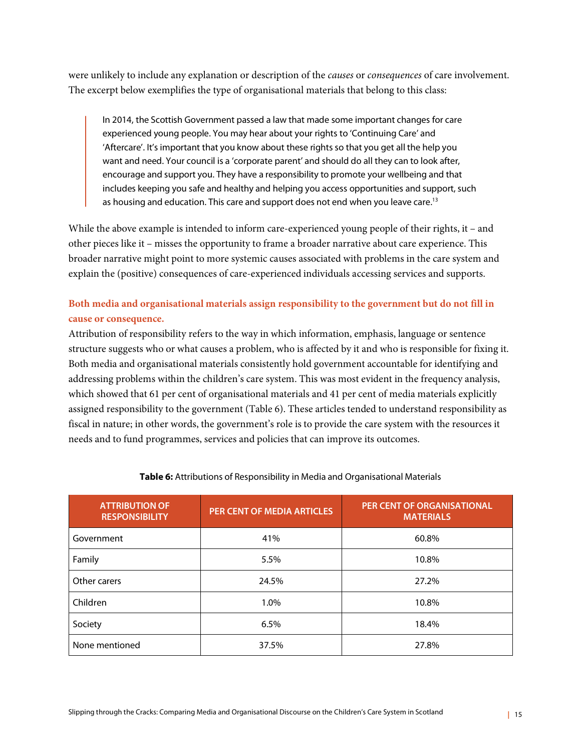were unlikely to include any explanation or description of the *causes* or *consequences* of care involvement. The excerpt below exemplifies the type of organisational materials that belong to this class:

> In 2014, the Scottish Government passed a law that made some important changes for care experienced young people. You may hear about your rights to 'Continuing Care' and 'Aftercare'. It's important that you know about these rights so that you get all the help you want and need. Your council is a 'corporate parent' and should do all they can to look after, encourage and support you. They have a responsibility to promote your wellbeing and that includes keeping you safe and healthy and helping you access opportunities and support, such as housing and education. This care and support does not end when you leave care.[13]

While the above example is intended to inform care-experienced young people of their rights, it – and other pieces like it – misses the opportunity to frame a broader narrative about care experience. This broader narrative might point to more systemic causes associated with problems in the care system and explain the (positive) consequences of care-experienced individuals accessing services and supports.

### Both media and organisational materials assign responsibility to the government but do not fill in cause or consequence.

Attribution of responsibility refers to the way in which information, emphasis, language or sentence structure suggests who or what causes a problem, who is affected by it and who is responsible for fixing it. Both media and organisational materials consistently hold government accountable for identifying and addressing problems within the children's care system. This was most evident in the frequency analysis, which showed that 61 per cent of organisational materials and 41 per cent of media materials explicitly assigned responsibility to the government (Table 6). These articles tended to understand responsibility as fiscal in nature; in other words, the government's role is to provide the care system with the resources it needs and to fund programmes, services and policies that can improve its outcomes.

**Table 6:** Attributions of Responsibility in Media and Organisational Materials

| ATTRIBUTION OF RESPONSIBILITY | PER CENT OF MEDIA ARTICLES | PER CENT OF ORGANISATIONAL MATERIALS |
|---|---|---|
| Government | 41% | 60.8% |
| Family | 5.5% | 10.8% |
| Other carers | 24.5% | 27.2% |
| Children | 1.0% | 10.8% |
| Society | 6.5% | 18.4% |
| None mentioned | 37.5% | 27.8% |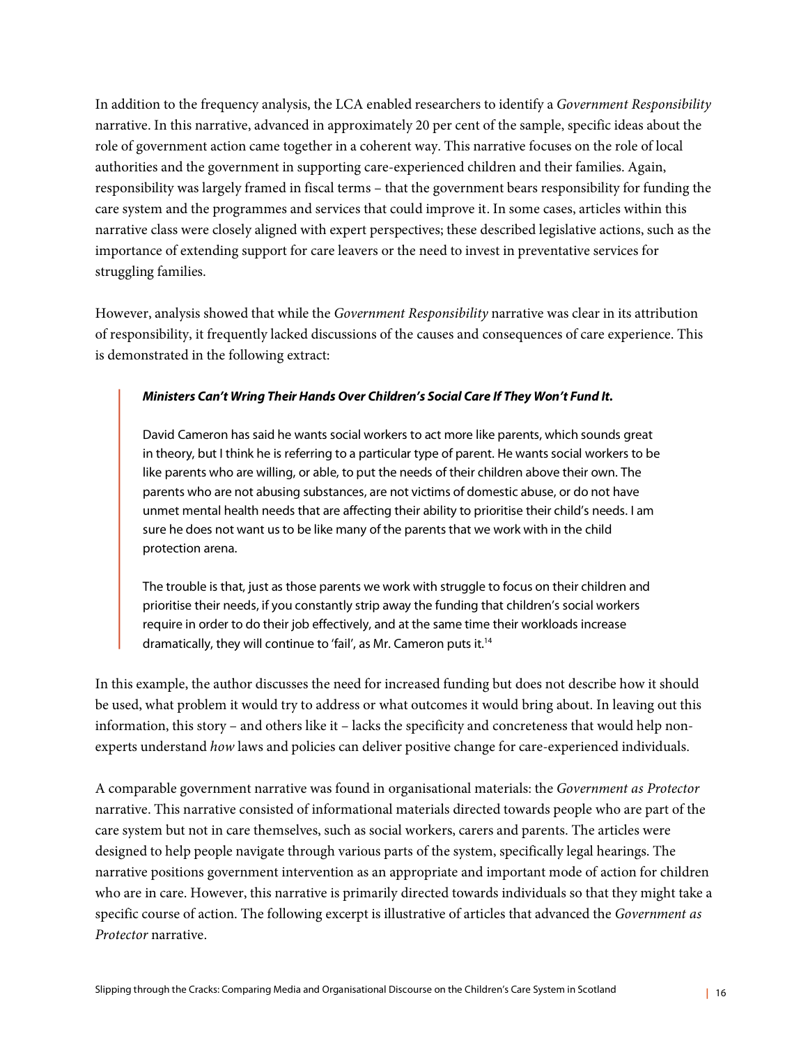In addition to the frequency analysis, the LCA enabled researchers to identify a *Government Responsibility* narrative. In this narrative, advanced in approximately 20 per cent of the sample, specific ideas about the role of government action came together in a coherent way. This narrative focuses on the role of local authorities and the government in supporting care-experienced children and their families. Again, responsibility was largely framed in fiscal terms – that the government bears responsibility for funding the care system and the programmes and services that could improve it. In some cases, articles within this narrative class were closely aligned with expert perspectives; these described legislative actions, such as the importance of extending support for care leavers or the need to invest in preventative services for struggling families.

However, analysis showed that while the *Government Responsibility* narrative was clear in its attribution of responsibility, it frequently lacked discussions of the causes and consequences of care experience. This is demonstrated in the following extract:

> ***Ministers Can't Wring Their Hands Over Children's Social Care If They Won't Fund It.***
>
> David Cameron has said he wants social workers to act more like parents, which sounds great in theory, but I think he is referring to a particular type of parent. He wants social workers to be like parents who are willing, or able, to put the needs of their children above their own. The parents who are not abusing substances, are not victims of domestic abuse, or do not have unmet mental health needs that are affecting their ability to prioritise their child's needs. I am sure he does not want us to be like many of the parents that we work with in the child protection arena.
>
> The trouble is that, just as those parents we work with struggle to focus on their children and prioritise their needs, if you constantly strip away the funding that children's social workers require in order to do their job effectively, and at the same time their workloads increase dramatically, they will continue to 'fail', as Mr. Cameron puts it.[14]

In this example, the author discusses the need for increased funding but does not describe how it should be used, what problem it would try to address or what outcomes it would bring about. In leaving out this information, this story – and others like it – lacks the specificity and concreteness that would help non-experts understand *how* laws and policies can deliver positive change for care-experienced individuals.

A comparable government narrative was found in organisational materials: the *Government as Protector* narrative. This narrative consisted of informational materials directed towards people who are part of the care system but not in care themselves, such as social workers, carers and parents. The articles were designed to help people navigate through various parts of the system, specifically legal hearings. The narrative positions government intervention as an appropriate and important mode of action for children who are in care. However, this narrative is primarily directed towards individuals so that they might take a specific course of action. The following excerpt is illustrative of articles that advanced the *Government as Protector* narrative.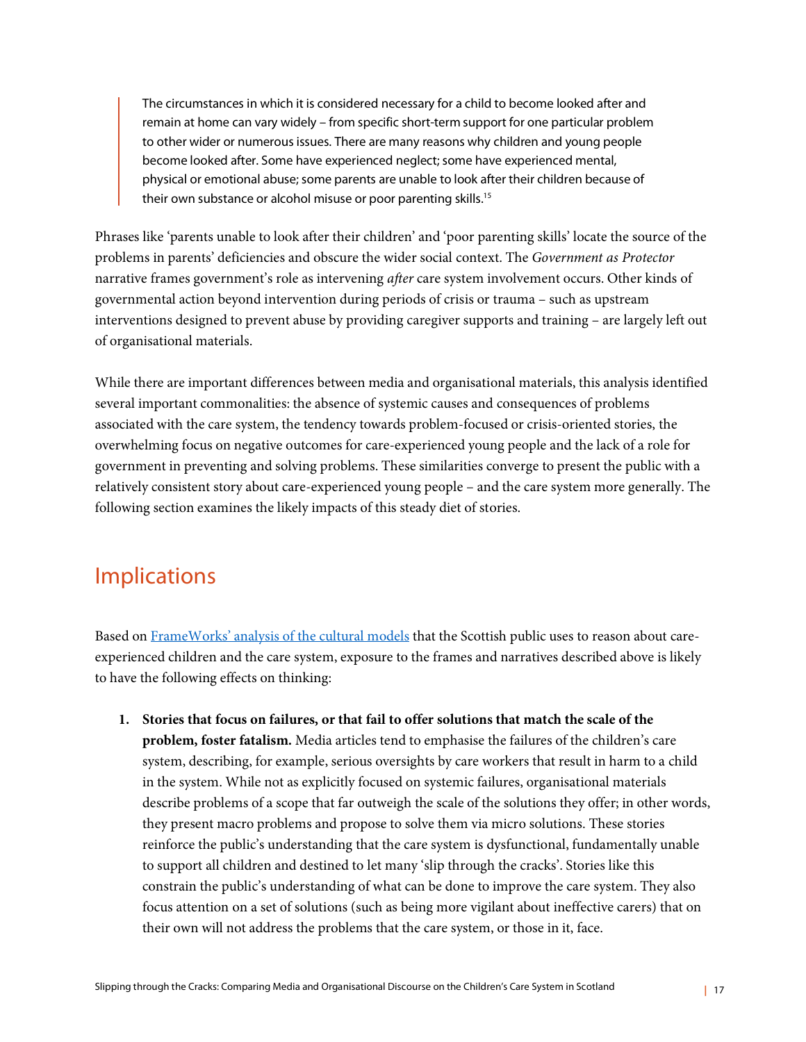> The circumstances in which it is considered necessary for a child to become looked after and remain at home can vary widely – from specific short-term support for one particular problem to other wider or numerous issues. There are many reasons why children and young people become looked after. Some have experienced neglect; some have experienced mental, physical or emotional abuse; some parents are unable to look after their children because of their own substance or alcohol misuse or poor parenting skills.[15]

Phrases like 'parents unable to look after their children' and 'poor parenting skills' locate the source of the problems in parents' deficiencies and obscure the wider social context. The *Government as Protector* narrative frames government's role as intervening *after* care system involvement occurs. Other kinds of governmental action beyond intervention during periods of crisis or trauma – such as upstream interventions designed to prevent abuse by providing caregiver supports and training – are largely left out of organisational materials.

While there are important differences between media and organisational materials, this analysis identified several important commonalities: the absence of systemic causes and consequences of problems associated with the care system, the tendency towards problem-focused or crisis-oriented stories, the overwhelming focus on negative outcomes for care-experienced young people and the lack of a role for government in preventing and solving problems. These similarities converge to present the public with a relatively consistent story about care-experienced young people – and the care system more generally. The following section examines the likely impacts of this steady diet of stories.

## Implications

Based on FrameWorks' analysis of the cultural models that the Scottish public uses to reason about care-experienced children and the care system, exposure to the frames and narratives described above is likely to have the following effects on thinking:

1. **Stories that focus on failures, or that fail to offer solutions that match the scale of the problem, foster fatalism.** Media articles tend to emphasise the failures of the children's care system, describing, for example, serious oversights by care workers that result in harm to a child in the system. While not as explicitly focused on systemic failures, organisational materials describe problems of a scope that far outweigh the scale of the solutions they offer; in other words, they present macro problems and propose to solve them via micro solutions. These stories reinforce the public's understanding that the care system is dysfunctional, fundamentally unable to support all children and destined to let many 'slip through the cracks'. Stories like this constrain the public's understanding of what can be done to improve the care system. They also focus attention on a set of solutions (such as being more vigilant about ineffective carers) that on their own will not address the problems that the care system, or those in it, face.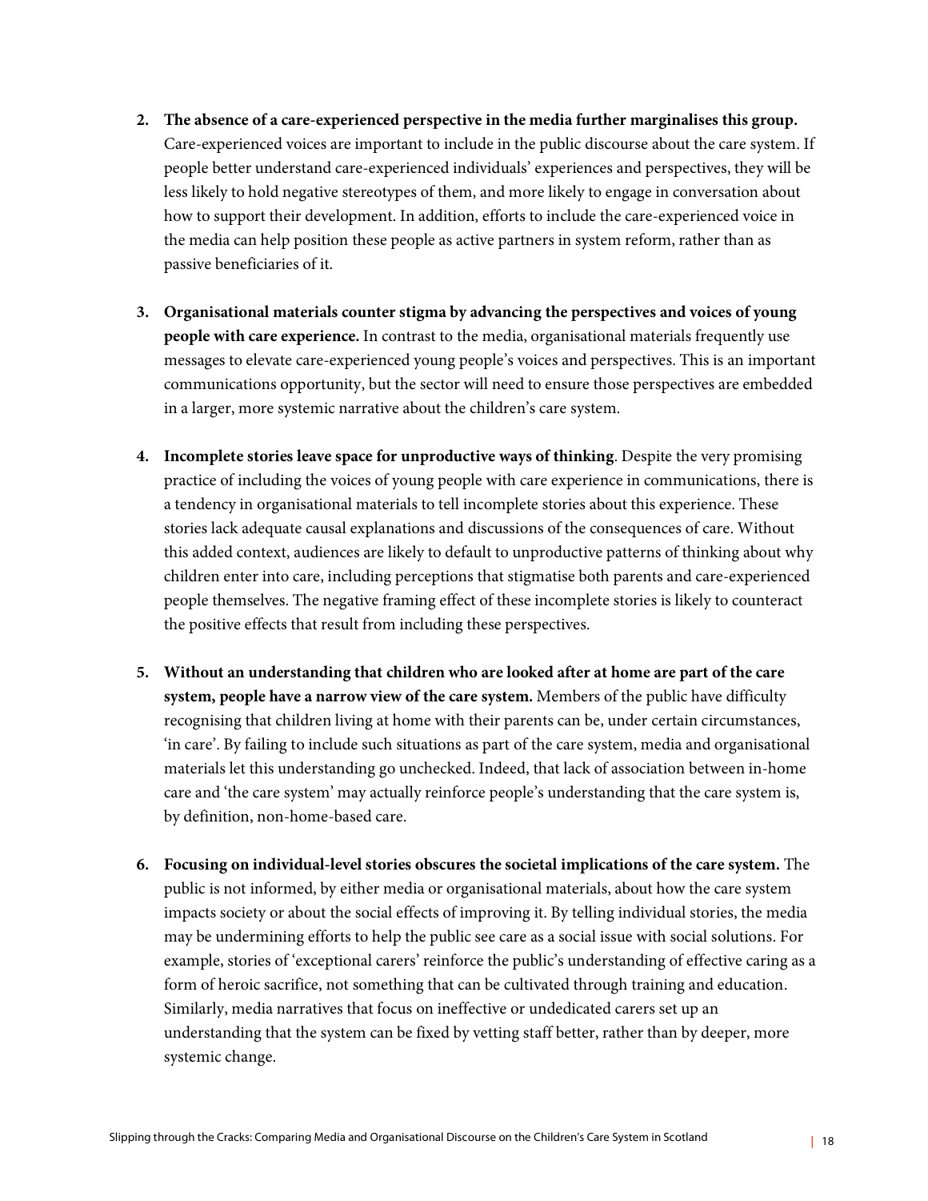2. **The absence of a care-experienced perspective in the media further marginalises this group.** Care-experienced voices are important to include in the public discourse about the care system. If people better understand care-experienced individuals' experiences and perspectives, they will be less likely to hold negative stereotypes of them, and more likely to engage in conversation about how to support their development. In addition, efforts to include the care-experienced voice in the media can help position these people as active partners in system reform, rather than as passive beneficiaries of it.

3. **Organisational materials counter stigma by advancing the perspectives and voices of young people with care experience.** In contrast to the media, organisational materials frequently use messages to elevate care-experienced young people's voices and perspectives. This is an important communications opportunity, but the sector will need to ensure those perspectives are embedded in a larger, more systemic narrative about the children's care system.

4. **Incomplete stories leave space for unproductive ways of thinking**. Despite the very promising practice of including the voices of young people with care experience in communications, there is a tendency in organisational materials to tell incomplete stories about this experience. These stories lack adequate causal explanations and discussions of the consequences of care. Without this added context, audiences are likely to default to unproductive patterns of thinking about why children enter into care, including perceptions that stigmatise both parents and care-experienced people themselves. The negative framing effect of these incomplete stories is likely to counteract the positive effects that result from including these perspectives.

5. **Without an understanding that children who are looked after at home are part of the care system, people have a narrow view of the care system.** Members of the public have difficulty recognising that children living at home with their parents can be, under certain circumstances, 'in care'. By failing to include such situations as part of the care system, media and organisational materials let this understanding go unchecked. Indeed, that lack of association between in-home care and 'the care system' may actually reinforce people's understanding that the care system is, by definition, non-home-based care.

6. **Focusing on individual-level stories obscures the societal implications of the care system.** The public is not informed, by either media or organisational materials, about how the care system impacts society or about the social effects of improving it. By telling individual stories, the media may be undermining efforts to help the public see care as a social issue with social solutions. For example, stories of 'exceptional carers' reinforce the public's understanding of effective caring as a form of heroic sacrifice, not something that can be cultivated through training and education. Similarly, media narratives that focus on ineffective or undedicated carers set up an understanding that the system can be fixed by vetting staff better, rather than by deeper, more systemic change.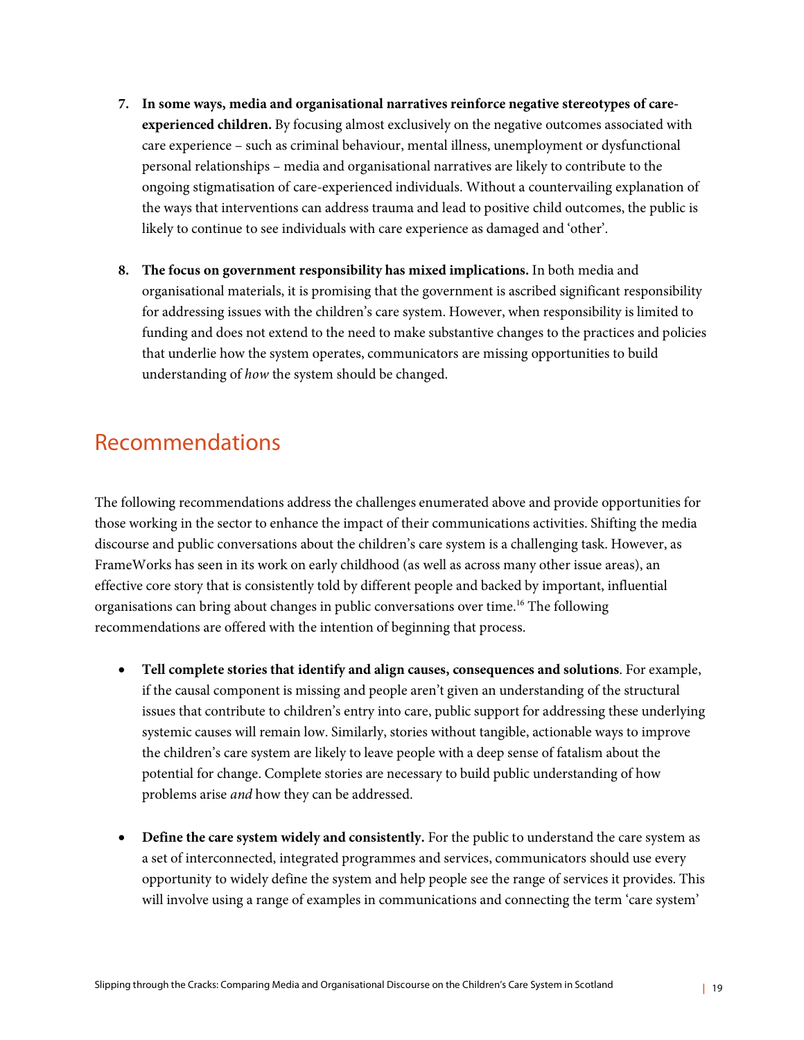7. **In some ways, media and organisational narratives reinforce negative stereotypes of care-experienced children.** By focusing almost exclusively on the negative outcomes associated with care experience – such as criminal behaviour, mental illness, unemployment or dysfunctional personal relationships – media and organisational narratives are likely to contribute to the ongoing stigmatisation of care-experienced individuals. Without a countervailing explanation of the ways that interventions can address trauma and lead to positive child outcomes, the public is likely to continue to see individuals with care experience as damaged and 'other'.

8. **The focus on government responsibility has mixed implications.** In both media and organisational materials, it is promising that the government is ascribed significant responsibility for addressing issues with the children's care system. However, when responsibility is limited to funding and does not extend to the need to make substantive changes to the practices and policies that underlie how the system operates, communicators are missing opportunities to build understanding of *how* the system should be changed.

## Recommendations

The following recommendations address the challenges enumerated above and provide opportunities for those working in the sector to enhance the impact of their communications activities. Shifting the media discourse and public conversations about the children's care system is a challenging task. However, as FrameWorks has seen in its work on early childhood (as well as across many other issue areas), an effective core story that is consistently told by different people and backed by important, influential organisations can bring about changes in public conversations over time.[16] The following recommendations are offered with the intention of beginning that process.

- **Tell complete stories that identify and align causes, consequences and solutions**. For example, if the causal component is missing and people aren't given an understanding of the structural issues that contribute to children's entry into care, public support for addressing these underlying systemic causes will remain low. Similarly, stories without tangible, actionable ways to improve the children's care system are likely to leave people with a deep sense of fatalism about the potential for change. Complete stories are necessary to build public understanding of how problems arise *and* how they can be addressed.

- **Define the care system widely and consistently.** For the public to understand the care system as a set of interconnected, integrated programmes and services, communicators should use every opportunity to widely define the system and help people see the range of services it provides. This will involve using a range of examples in communications and connecting the term 'care system'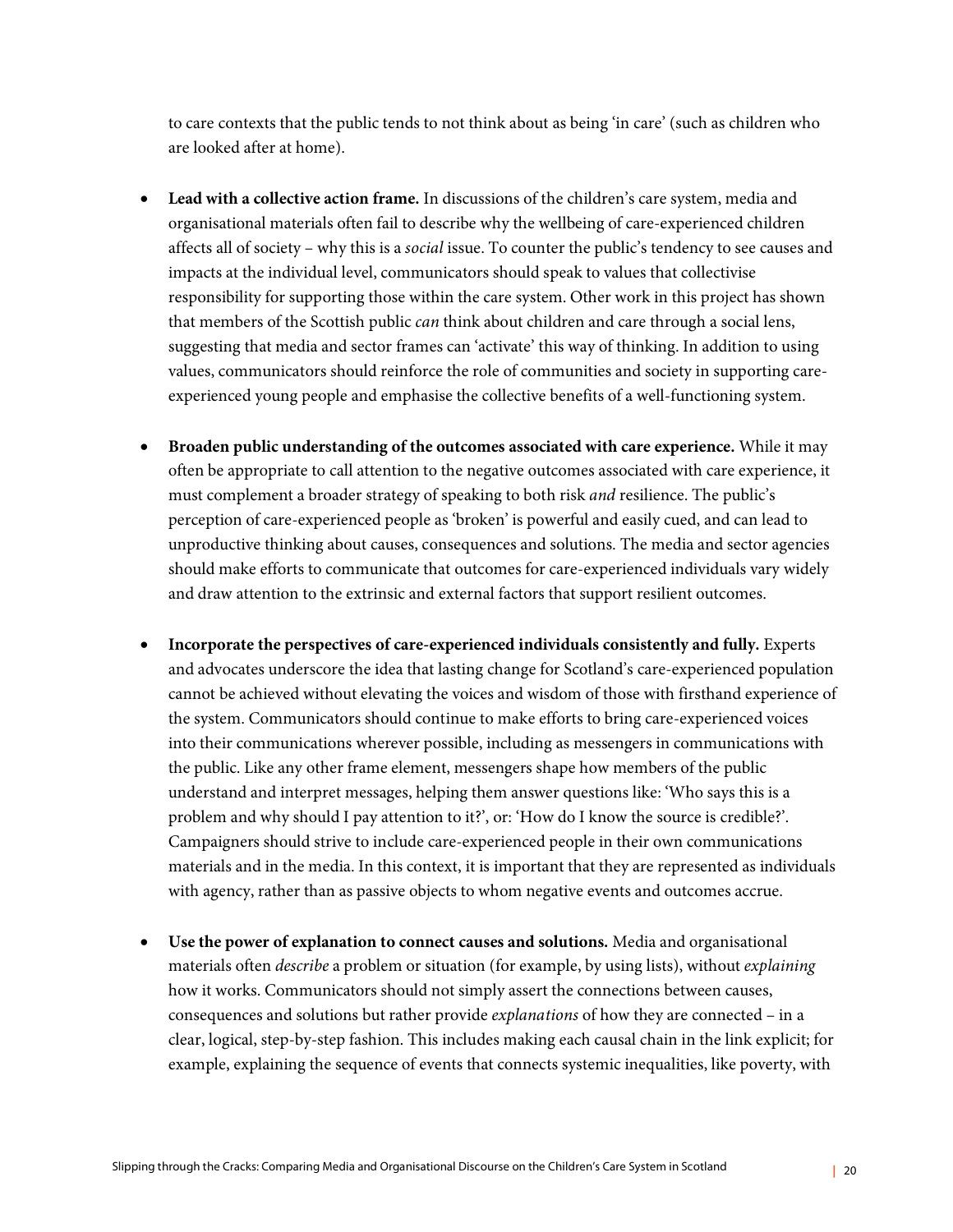to care contexts that the public tends to not think about as being 'in care' (such as children who are looked after at home).

- **Lead with a collective action frame.** In discussions of the children's care system, media and organisational materials often fail to describe why the wellbeing of care-experienced children affects all of society – why this is a *social* issue. To counter the public's tendency to see causes and impacts at the individual level, communicators should speak to values that collectivise responsibility for supporting those within the care system. Other work in this project has shown that members of the Scottish public *can* think about children and care through a social lens, suggesting that media and sector frames can 'activate' this way of thinking. In addition to using values, communicators should reinforce the role of communities and society in supporting care-experienced young people and emphasise the collective benefits of a well-functioning system.

- **Broaden public understanding of the outcomes associated with care experience.** While it may often be appropriate to call attention to the negative outcomes associated with care experience, it must complement a broader strategy of speaking to both risk *and* resilience. The public's perception of care-experienced people as 'broken' is powerful and easily cued, and can lead to unproductive thinking about causes, consequences and solutions. The media and sector agencies should make efforts to communicate that outcomes for care-experienced individuals vary widely and draw attention to the extrinsic and external factors that support resilient outcomes.

- **Incorporate the perspectives of care-experienced individuals consistently and fully.** Experts and advocates underscore the idea that lasting change for Scotland's care-experienced population cannot be achieved without elevating the voices and wisdom of those with firsthand experience of the system. Communicators should continue to make efforts to bring care-experienced voices into their communications wherever possible, including as messengers in communications with the public. Like any other frame element, messengers shape how members of the public understand and interpret messages, helping them answer questions like: 'Who says this is a problem and why should I pay attention to it?', or: 'How do I know the source is credible?'. Campaigners should strive to include care-experienced people in their own communications materials and in the media. In this context, it is important that they are represented as individuals with agency, rather than as passive objects to whom negative events and outcomes accrue.

- **Use the power of explanation to connect causes and solutions.** Media and organisational materials often *describe* a problem or situation (for example, by using lists), without *explaining* how it works. Communicators should not simply assert the connections between causes, consequences and solutions but rather provide *explanations* of how they are connected – in a clear, logical, step-by-step fashion. This includes making each causal chain in the link explicit; for example, explaining the sequence of events that connects systemic inequalities, like poverty, with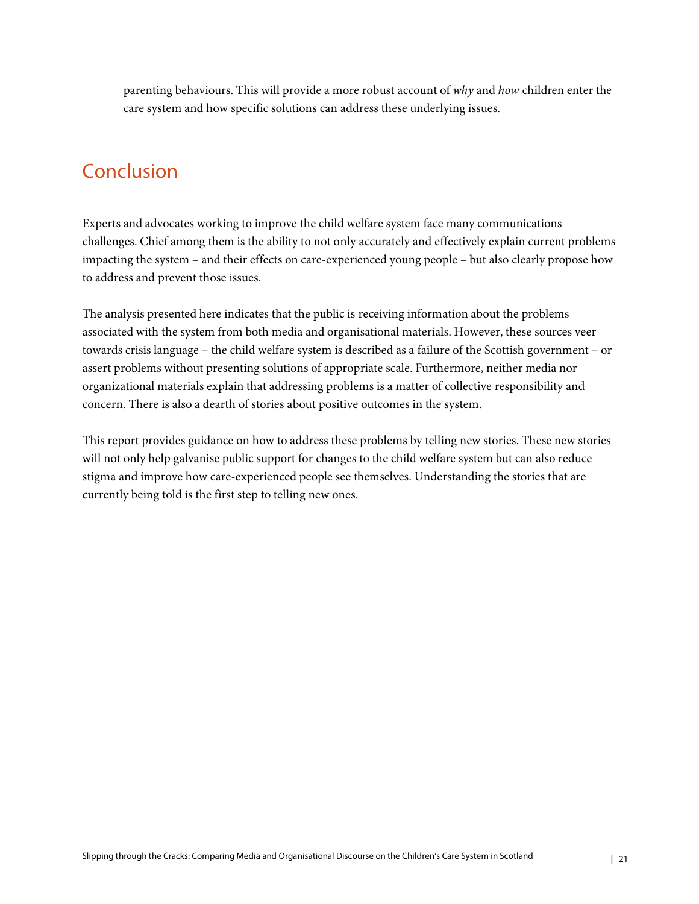parenting behaviours. This will provide a more robust account of *why* and *how* children enter the care system and how specific solutions can address these underlying issues.

## Conclusion

Experts and advocates working to improve the child welfare system face many communications challenges. Chief among them is the ability to not only accurately and effectively explain current problems impacting the system – and their effects on care-experienced young people – but also clearly propose how to address and prevent those issues.

The analysis presented here indicates that the public is receiving information about the problems associated with the system from both media and organisational materials. However, these sources veer towards crisis language – the child welfare system is described as a failure of the Scottish government – or assert problems without presenting solutions of appropriate scale. Furthermore, neither media nor organizational materials explain that addressing problems is a matter of collective responsibility and concern. There is also a dearth of stories about positive outcomes in the system.

This report provides guidance on how to address these problems by telling new stories. These new stories will not only help galvanise public support for changes to the child welfare system but can also reduce stigma and improve how care-experienced people see themselves. Understanding the stories that are currently being told is the first step to telling new ones.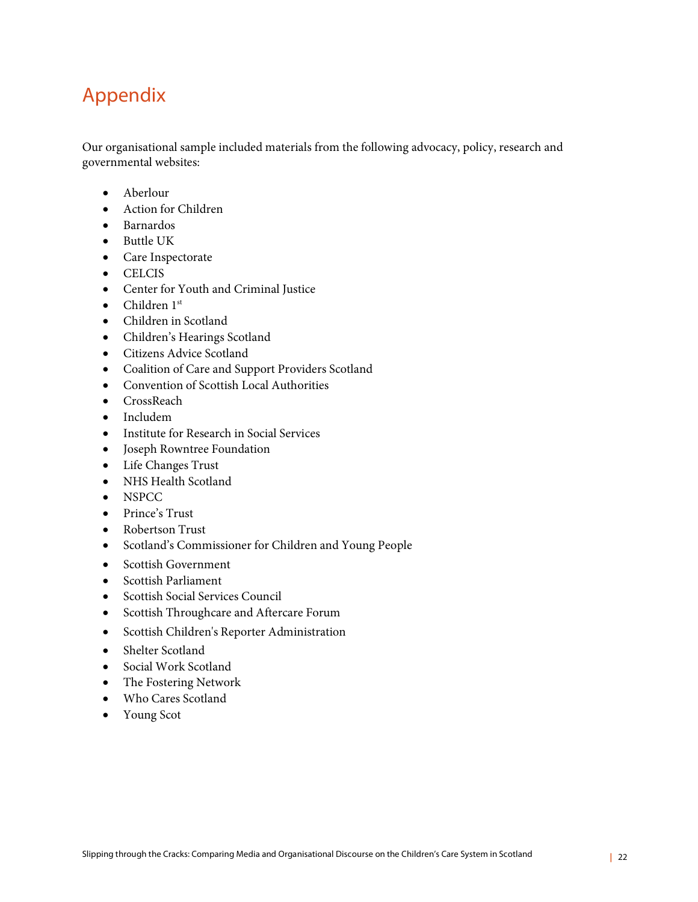# Appendix

Our organisational sample included materials from the following advocacy, policy, research and governmental websites:

- Aberlour
- Action for Children
- Barnardos
- Buttle UK
- Care Inspectorate
- CELCIS
- Center for Youth and Criminal Justice
- Children 1st
- Children in Scotland
- Children's Hearings Scotland
- Citizens Advice Scotland
- Coalition of Care and Support Providers Scotland
- Convention of Scottish Local Authorities
- CrossReach
- Includem
- Institute for Research in Social Services
- Joseph Rowntree Foundation
- Life Changes Trust
- NHS Health Scotland
- NSPCC
- Prince's Trust
- Robertson Trust
- Scotland's Commissioner for Children and Young People
- Scottish Government
- Scottish Parliament
- Scottish Social Services Council
- Scottish Throughcare and Aftercare Forum
- Scottish Children's Reporter Administration
- Shelter Scotland
- Social Work Scotland
- The Fostering Network
- Who Cares Scotland
- Young Scot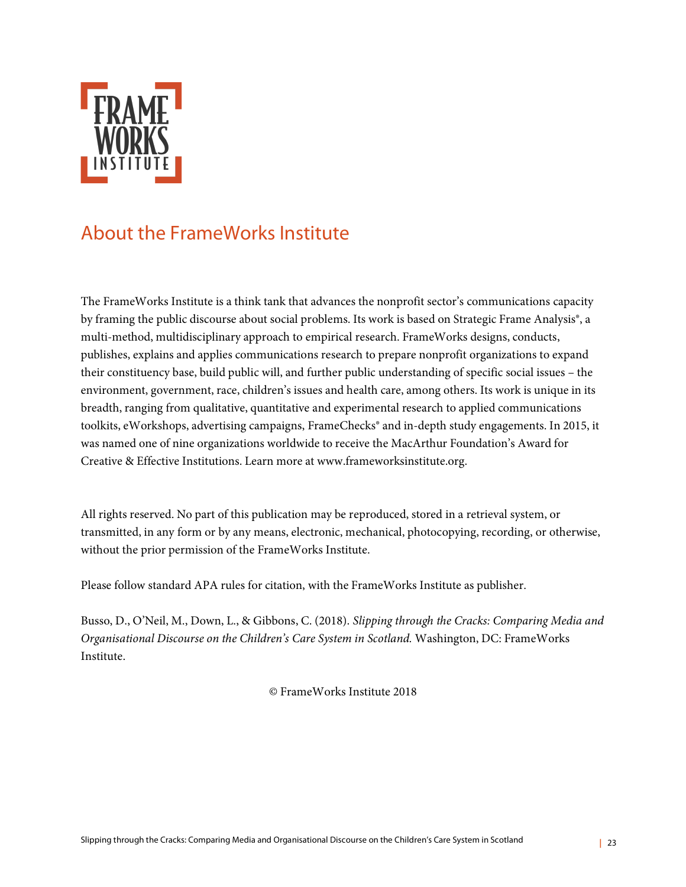## About the FrameWorks Institute

The FrameWorks Institute is a think tank that advances the nonprofit sector's communications capacity by framing the public discourse about social problems. Its work is based on Strategic Frame Analysis®, a multi-method, multidisciplinary approach to empirical research. FrameWorks designs, conducts, publishes, explains and applies communications research to prepare nonprofit organizations to expand their constituency base, build public will, and further public understanding of specific social issues – the environment, government, race, children's issues and health care, among others. Its work is unique in its breadth, ranging from qualitative, quantitative and experimental research to applied communications toolkits, eWorkshops, advertising campaigns, FrameChecks® and in-depth study engagements. In 2015, it was named one of nine organizations worldwide to receive the MacArthur Foundation's Award for Creative & Effective Institutions. Learn more at www.frameworksinstitute.org.

All rights reserved. No part of this publication may be reproduced, stored in a retrieval system, or transmitted, in any form or by any means, electronic, mechanical, photocopying, recording, or otherwise, without the prior permission of the FrameWorks Institute.

Please follow standard APA rules for citation, with the FrameWorks Institute as publisher.

Busso, D., O'Neil, M., Down, L., & Gibbons, C. (2018). *Slipping through the Cracks: Comparing Media and Organisational Discourse on the Children's Care System in Scotland.* Washington, DC: FrameWorks Institute.

© FrameWorks Institute 2018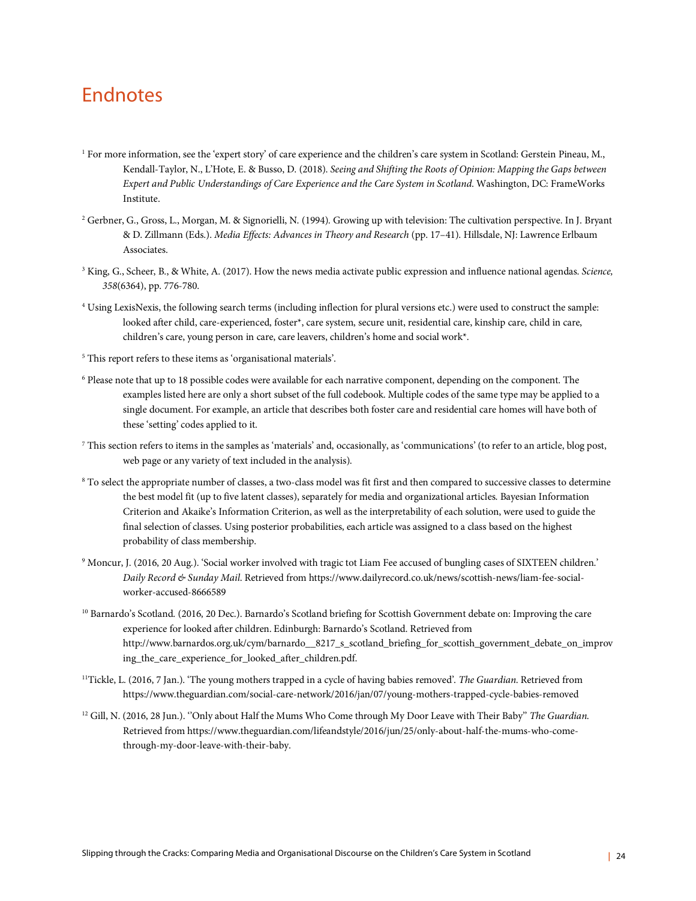# Endnotes

[1] For more information, see the 'expert story' of care experience and the children's care system in Scotland: Gerstein Pineau, M., Kendall-Taylor, N., L'Hote, E. & Busso, D. (2018). *Seeing and Shifting the Roots of Opinion: Mapping the Gaps between Expert and Public Understandings of Care Experience and the Care System in Scotland*. Washington, DC: FrameWorks Institute.

[2] Gerbner, G., Gross, L., Morgan, M. & Signorielli, N. (1994). Growing up with television: The cultivation perspective. In J. Bryant & D. Zillmann (Eds.). *Media Effects: Advances in Theory and Research* (pp. 17–41). Hillsdale, NJ: Lawrence Erlbaum Associates.

[3] King, G., Scheer, B., & White, A. (2017). How the news media activate public expression and influence national agendas. *Science, 358*(6364), pp. 776-780.

[4] Using LexisNexis, the following search terms (including inflection for plural versions etc.) were used to construct the sample: looked after child, care-experienced, foster*, care system, secure unit, residential care, kinship care, child in care, children's care, young person in care, care leavers, children's home and social work*.

[5] This report refers to these items as 'organisational materials'.

[6] Please note that up to 18 possible codes were available for each narrative component, depending on the component. The examples listed here are only a short subset of the full codebook. Multiple codes of the same type may be applied to a single document. For example, an article that describes both foster care and residential care homes will have both of these 'setting' codes applied to it.

[7] This section refers to items in the samples as 'materials' and, occasionally, as 'communications' (to refer to an article, blog post, web page or any variety of text included in the analysis).

[8] To select the appropriate number of classes, a two-class model was fit first and then compared to successive classes to determine the best model fit (up to five latent classes), separately for media and organizational articles. Bayesian Information Criterion and Akaike's Information Criterion, as well as the interpretability of each solution, were used to guide the final selection of classes. Using posterior probabilities, each article was assigned to a class based on the highest probability of class membership.

[9] Moncur, J. (2016, 20 Aug.). 'Social worker involved with tragic tot Liam Fee accused of bungling cases of SIXTEEN children.' *Daily Record & Sunday Mail*. Retrieved from https://www.dailyrecord.co.uk/news/scottish-news/liam-fee-social-worker-accused-8666589

[10] Barnardo's Scotland. (2016, 20 Dec.). Barnardo's Scotland briefing for Scottish Government debate on: Improving the care experience for looked after children. Edinburgh: Barnardo's Scotland. Retrieved from http://www.barnardos.org.uk/cym/barnardo__8217_s_scotland_briefing_for_scottish_government_debate_on_improving_the_care_experience_for_looked_after_children.pdf.

[11] Tickle, L. (2016, 7 Jan.). 'The young mothers trapped in a cycle of having babies removed'. *The Guardian*. Retrieved from https://www.theguardian.com/social-care-network/2016/jan/07/young-mothers-trapped-cycle-babies-removed

[12] Gill, N. (2016, 28 Jun.). ''Only about Half the Mums Who Come through My Door Leave with Their Baby'' *The Guardian*. Retrieved from https://www.theguardian.com/lifeandstyle/2016/jun/25/only-about-half-the-mums-who-come-through-my-door-leave-with-their-baby.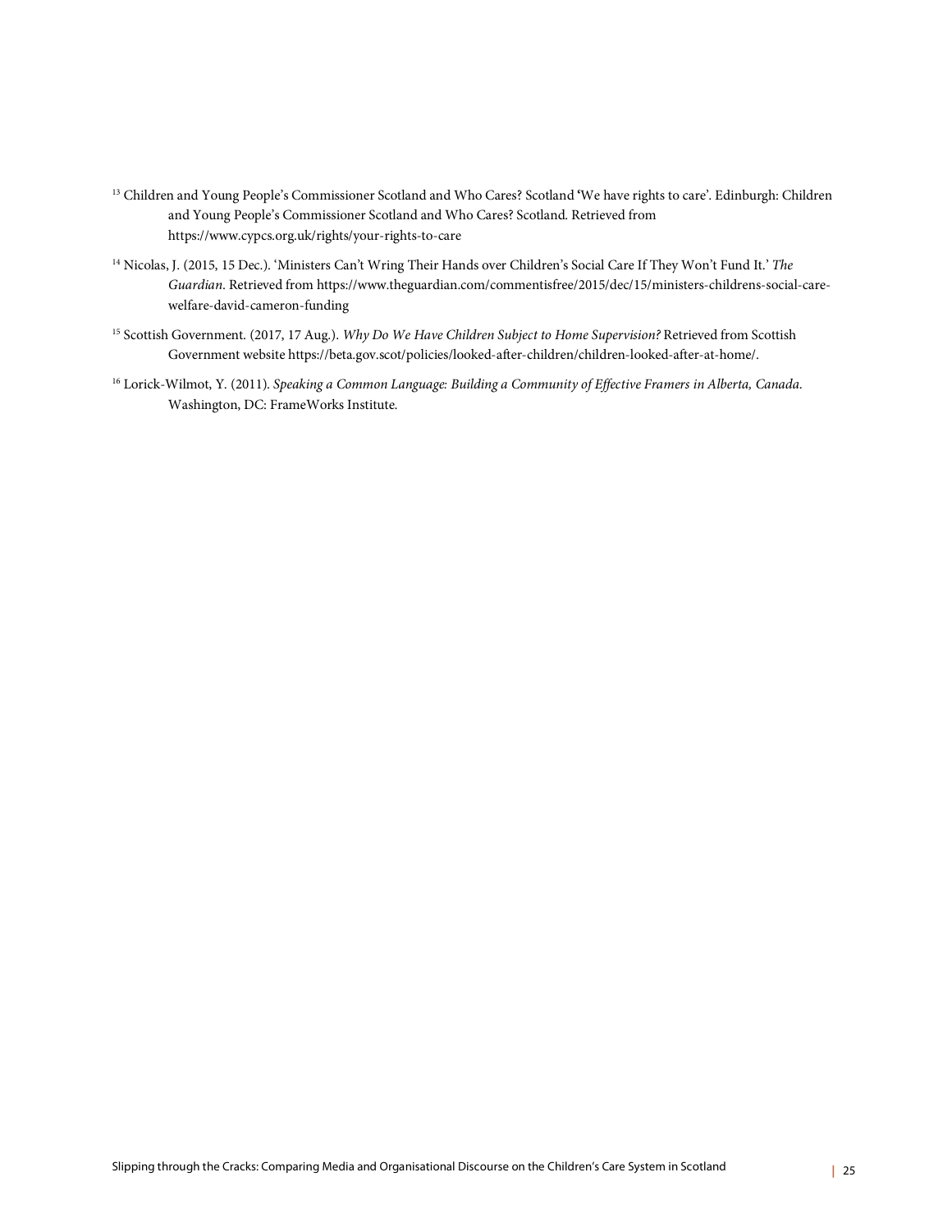[13] Children and Young People's Commissioner Scotland and Who Cares? Scotland 'We have rights to care'. Edinburgh: Children and Young People's Commissioner Scotland and Who Cares? Scotland. Retrieved from https://www.cypcs.org.uk/rights/your-rights-to-care

[14] Nicolas, J. (2015, 15 Dec.). 'Ministers Can't Wring Their Hands over Children's Social Care If They Won't Fund It.' *The Guardian*. Retrieved from https://www.theguardian.com/commentisfree/2015/dec/15/ministers-childrens-social-care-welfare-david-cameron-funding

[15] Scottish Government. (2017, 17 Aug.). *Why Do We Have Children Subject to Home Supervision?* Retrieved from Scottish Government website https://beta.gov.scot/policies/looked-after-children/children-looked-after-at-home/.

[16] Lorick-Wilmot, Y. (2011). *Speaking a Common Language: Building a Community of Effective Framers in Alberta, Canada.* Washington, DC: FrameWorks Institute.